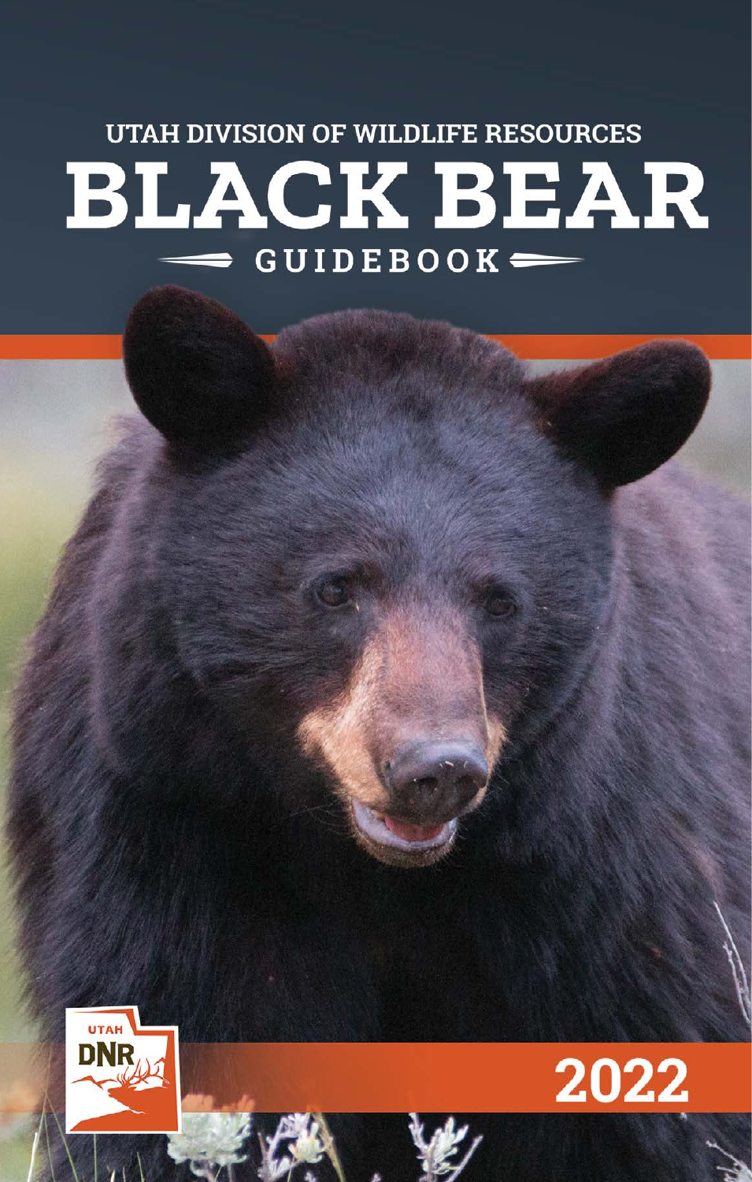UTAH DIVISION OF WILDLIFE RESOURCES

# BLACK BEAR

## GUIDEBOOK

UTAH DNR

2022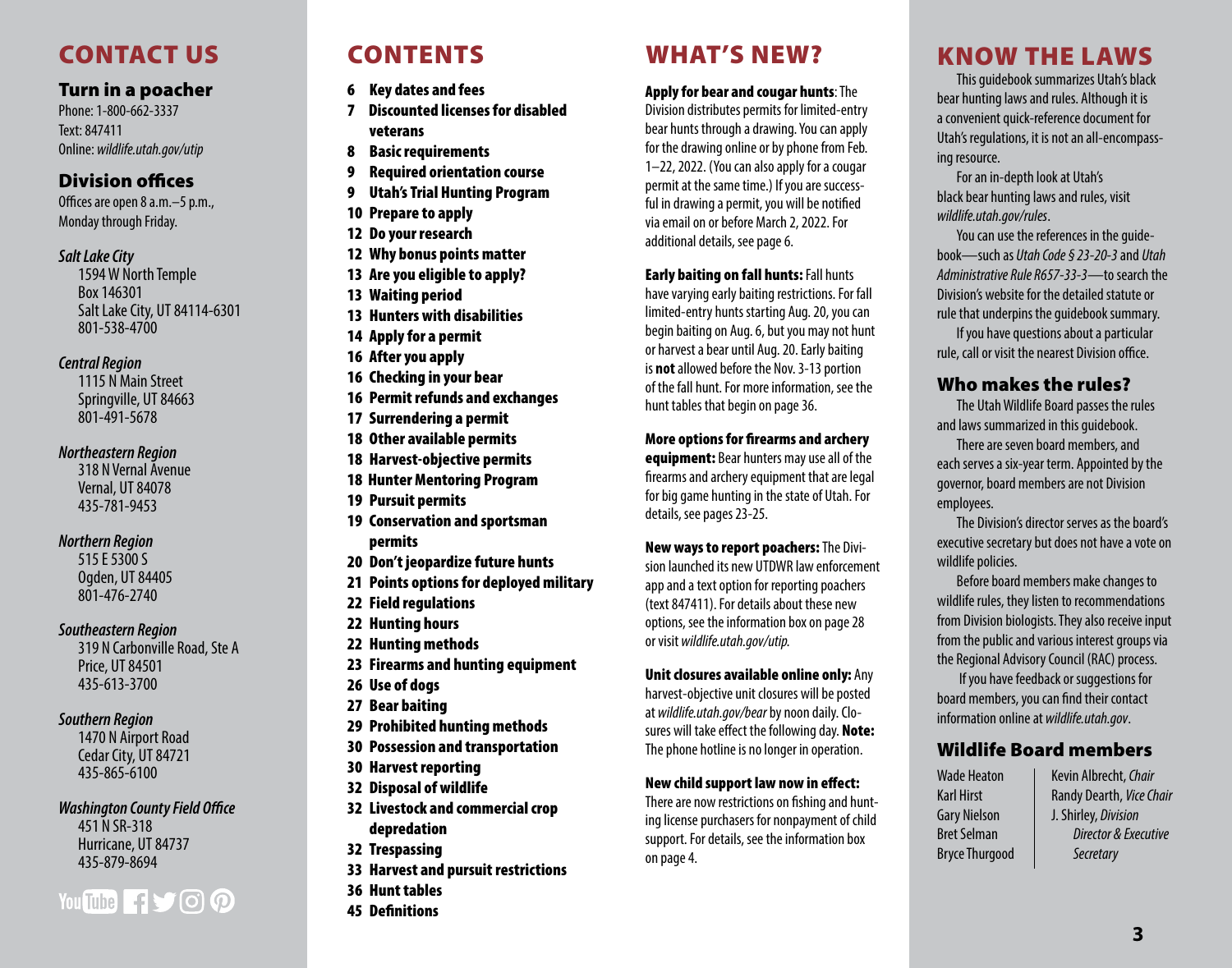# CONTACT US

## Turn in a poacher

Phone: 1-800-662-3337
Text: 847411
Online: *wildlife.utah.gov/utip*

## Division offices

Offices are open 8 a.m.–5 p.m., Monday through Friday.

*Salt Lake City*
1594 W North Temple
Box 146301
Salt Lake City, UT 84114-6301
801-538-4700

*Central Region*
1115 N Main Street
Springville, UT 84663
801-491-5678

*Northeastern Region*
318 N Vernal Avenue
Vernal, UT 84078
435-781-9453

*Northern Region*
515 E 5300 S
Ogden, UT 84405
801-476-2740

*Southeastern Region*
319 N Carbonville Road, Ste A
Price, UT 84501
435-613-3700

*Southern Region*
1470 N Airport Road
Cedar City, UT 84721
435-865-6100

*Washington County Field Office*
451 N SR-318
Hurricane, UT 84737
435-879-8694

# CONTENTS

- **6 Key dates and fees**
- **7 Discounted licenses for disabled veterans**
- **8 Basic requirements**
- **9 Required orientation course**
- **9 Utah's Trial Hunting Program**
- **10 Prepare to apply**
- **12 Do your research**
- **12 Why bonus points matter**
- **13 Are you eligible to apply?**
- **13 Waiting period**
- **13 Hunters with disabilities**
- **14 Apply for a permit**
- **16 After you apply**
- **16 Checking in your bear**
- **16 Permit refunds and exchanges**
- **17 Surrendering a permit**
- **18 Other available permits**
- **18 Harvest-objective permits**
- **18 Hunter Mentoring Program**
- **19 Pursuit permits**
- **19 Conservation and sportsman permits**
- **20 Don't jeopardize future hunts**
- **21 Points options for deployed military**
- **22 Field regulations**
- **22 Hunting hours**
- **22 Hunting methods**
- **23 Firearms and hunting equipment**
- **26 Use of dogs**
- **27 Bear baiting**
- **29 Prohibited hunting methods**
- **30 Possession and transportation**
- **30 Harvest reporting**
- **32 Disposal of wildlife**
- **32 Livestock and commercial crop depredation**
- **32 Trespassing**
- **33 Harvest and pursuit restrictions**
- **36 Hunt tables**
- **45 Definitions**

# WHAT'S NEW?

**Apply for bear and cougar hunts**: The Division distributes permits for limited-entry bear hunts through a drawing. You can apply for the drawing online or by phone from Feb. 1–22, 2022. (You can also apply for a cougar permit at the same time.) If you are successful in drawing a permit, you will be notified via email on or before March 2, 2022. For additional details, see page 6.

**Early baiting on fall hunts:** Fall hunts have varying early baiting restrictions. For fall limited-entry hunts starting Aug. 20, you can begin baiting on Aug. 6, but you may not hunt or harvest a bear until Aug. 20. Early baiting is **not** allowed before the Nov. 3-13 portion of the fall hunt. For more information, see the hunt tables that begin on page 36.

**More options for firearms and archery equipment:** Bear hunters may use all of the firearms and archery equipment that are legal for big game hunting in the state of Utah. For details, see pages 23-25.

**New ways to report poachers:** The Division launched its new UTDWR law enforcement app and a text option for reporting poachers (text 847411). For details about these new options, see the information box on page 28 or visit *wildlife.utah.gov/utip.*

**Unit closures available online only:** Any harvest-objective unit closures will be posted at *wildlife.utah.gov/bear* by noon daily. Closures will take effect the following day. **Note:** The phone hotline is no longer in operation.

**New child support law now in effect:** There are now restrictions on fishing and hunting license purchasers for nonpayment of child support. For details, see the information box on page 4.

# KNOW THE LAWS

This guidebook summarizes Utah's black bear hunting laws and rules. Although it is a convenient quick-reference document for Utah's regulations, it is not an all-encompassing resource.

For an in-depth look at Utah's black bear hunting laws and rules, visit *wildlife.utah.gov/rules*.

You can use the references in the guidebook—such as *Utah Code § 23-20-3* and *Utah Administrative Rule R657-33-3*—to search the Division's website for the detailed statute or rule that underpins the guidebook summary.

If you have questions about a particular rule, call or visit the nearest Division office.

## Who makes the rules?

The Utah Wildlife Board passes the rules and laws summarized in this guidebook.

There are seven board members, and each serves a six-year term. Appointed by the governor, board members are not Division employees.

The Division's director serves as the board's executive secretary but does not have a vote on wildlife policies.

Before board members make changes to wildlife rules, they listen to recommendations from Division biologists. They also receive input from the public and various interest groups via the Regional Advisory Council (RAC) process.

If you have feedback or suggestions for board members, you can find their contact information online at *wildlife.utah.gov*.

## Wildlife Board members

Wade Heaton
Karl Hirst
Gary Nielson
Bret Selman
Bryce Thurgood
Kevin Albrecht, *Chair*
Randy Dearth, *Vice Chair*
J. Shirley, *Division Director & Executive Secretary*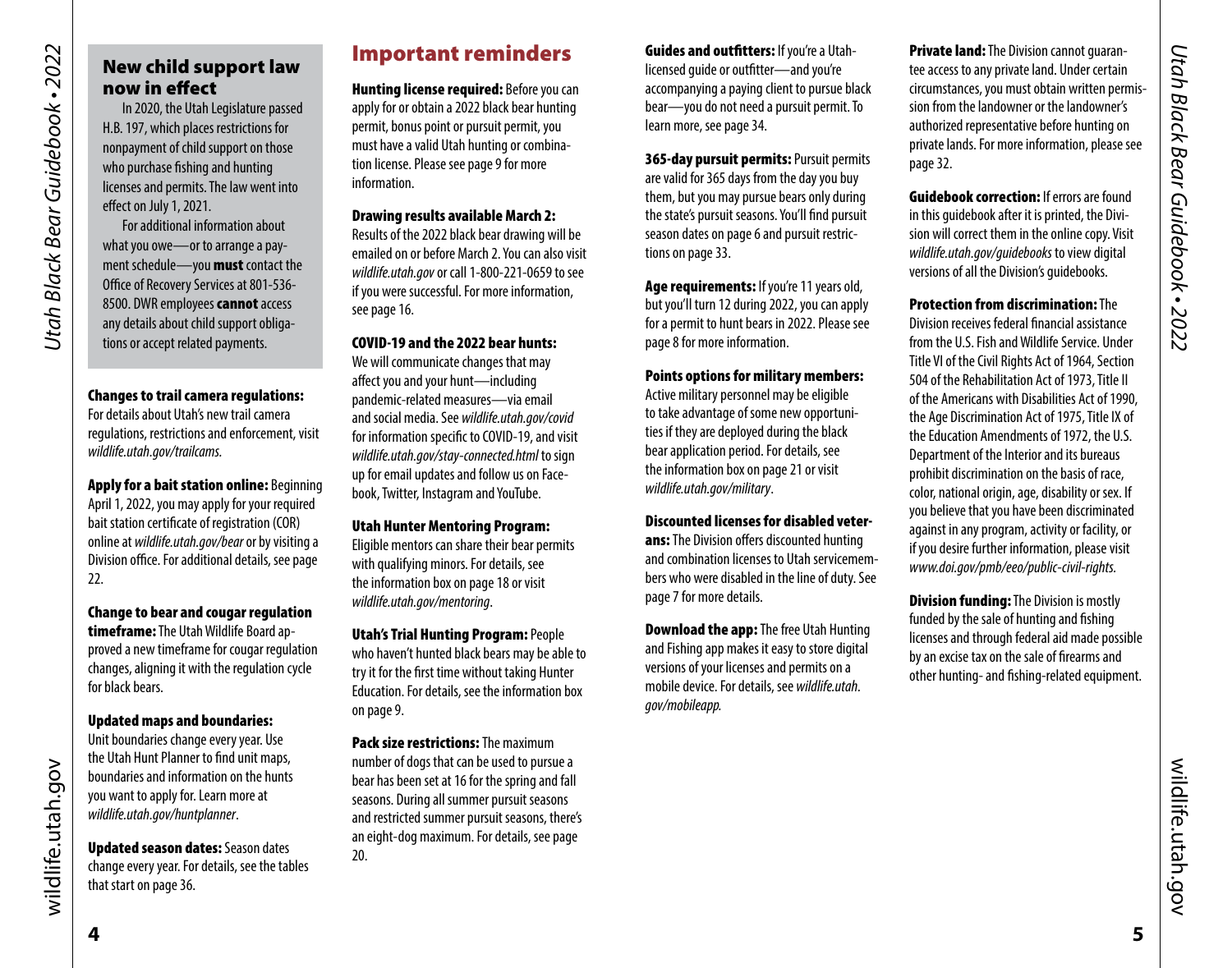## New child support law now in effect

In 2020, the Utah Legislature passed H.B. 197, which places restrictions for nonpayment of child support on those who purchase fishing and hunting licenses and permits. The law went into effect on July 1, 2021.

For additional information about what you owe—or to arrange a payment schedule—you **must** contact the Office of Recovery Services at 801-536-8500. DWR employees **cannot** access any details about child support obligations or accept related payments.

**Changes to trail camera regulations:** For details about Utah's new trail camera regulations, restrictions and enforcement, visit *wildlife.utah.gov/trailcams.*

**Apply for a bait station online:** Beginning April 1, 2022, you may apply for your required bait station certificate of registration (COR) online at *wildlife.utah.gov/bear* or by visiting a Division office. For additional details, see page 22.

**Change to bear and cougar regulation timeframe:** The Utah Wildlife Board approved a new timeframe for cougar regulation changes, aligning it with the regulation cycle for black bears.

**Updated maps and boundaries:** Unit boundaries change every year. Use the Utah Hunt Planner to find unit maps, boundaries and information on the hunts you want to apply for. Learn more at *wildlife.utah.gov/huntplanner*.

**Updated season dates:** Season dates change every year. For details, see the tables that start on page 36.

# Important reminders

**Hunting license required:** Before you can apply for or obtain a 2022 black bear hunting permit, bonus point or pursuit permit, you must have a valid Utah hunting or combination license. Please see page 9 for more information.

**Drawing results available March 2:** Results of the 2022 black bear drawing will be emailed on or before March 2. You can also visit *wildlife.utah.gov* or call 1-800-221-0659 to see if you were successful. For more information, see page 16.

**COVID-19 and the 2022 bear hunts:** We will communicate changes that may affect you and your hunt—including pandemic-related measures—via email and social media. See *wildlife.utah.gov/covid* for information specific to COVID-19, and visit *wildlife.utah.gov/stay-connected.html* to sign up for email updates and follow us on Facebook, Twitter, Instagram and YouTube.

**Utah Hunter Mentoring Program:** Eligible mentors can share their bear permits with qualifying minors. For details, see the information box on page 18 or visit *wildlife.utah.gov/mentoring*.

**Utah's Trial Hunting Program:** People who haven't hunted black bears may be able to try it for the first time without taking Hunter Education. For details, see the information box on page 9.

**Pack size restrictions:** The maximum number of dogs that can be used to pursue a bear has been set at 16 for the spring and fall seasons. During all summer pursuit seasons and restricted summer pursuit seasons, there's an eight-dog maximum. For details, see page 20.

**Guides and outfitters:** If you're a Utah-licensed guide or outfitter—and you're accompanying a paying client to pursue black bear—you do not need a pursuit permit. To learn more, see page 34.

**365-day pursuit permits:** Pursuit permits are valid for 365 days from the day you buy them, but you may pursue bears only during the state's pursuit seasons. You'll find pursuit season dates on page 6 and pursuit restrictions on page 33.

**Age requirements:** If you're 11 years old, but you'll turn 12 during 2022, you can apply for a permit to hunt bears in 2022. Please see page 8 for more information.

**Points options for military members:** Active military personnel may be eligible to take advantage of some new opportunities if they are deployed during the black bear application period. For details, see the information box on page 21 or visit *wildlife.utah.gov/military*.

**Discounted licenses for disabled veterans:** The Division offers discounted hunting and combination licenses to Utah servicemembers who were disabled in the line of duty. See page 7 for more details.

**Download the app:** The free Utah Hunting and Fishing app makes it easy to store digital versions of your licenses and permits on a mobile device. For details, see *wildlife.utah.gov/mobileapp.*

**Private land:** The Division cannot guarantee access to any private land. Under certain circumstances, you must obtain written permission from the landowner or the landowner's authorized representative before hunting on private lands. For more information, please see page 32.

**Guidebook correction:** If errors are found in this guidebook after it is printed, the Division will correct them in the online copy. Visit *wildlife.utah.gov/guidebooks* to view digital versions of all the Division's guidebooks.

**Protection from discrimination:** The Division receives federal financial assistance from the U.S. Fish and Wildlife Service. Under Title VI of the Civil Rights Act of 1964, Section 504 of the Rehabilitation Act of 1973, Title II of the Americans with Disabilities Act of 1990, the Age Discrimination Act of 1975, Title IX of the Education Amendments of 1972, the U.S. Department of the Interior and its bureaus prohibit discrimination on the basis of race, color, national origin, age, disability or sex. If you believe that you have been discriminated against in any program, activity or facility, or if you desire further information, please visit *www.doi.gov/pmb/eeo/public-civil-rights.*

**Division funding:** The Division is mostly funded by the sale of hunting and fishing licenses and through federal aid made possible by an excise tax on the sale of firearms and other hunting- and fishing-related equipment.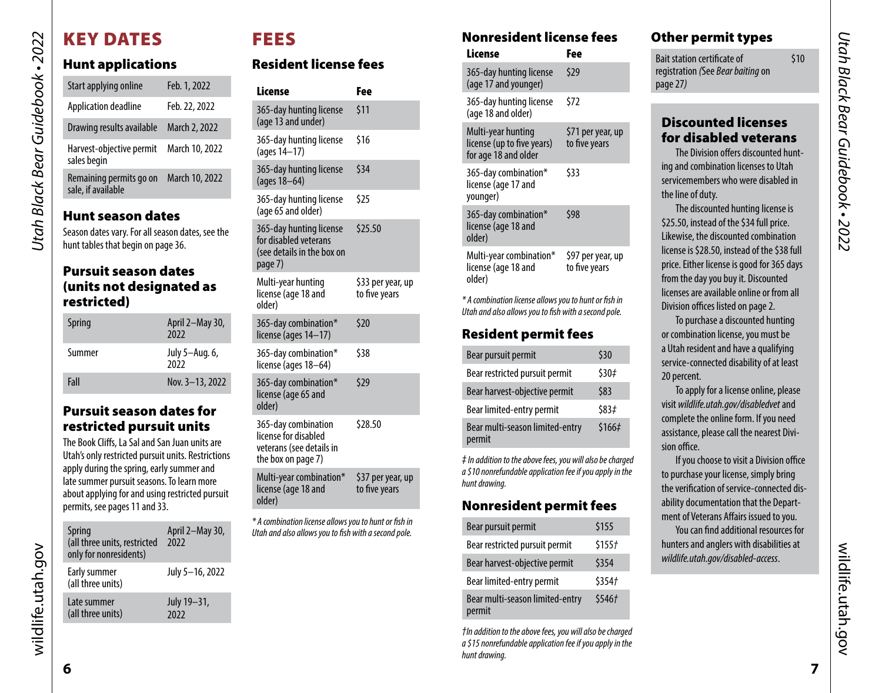# KEY DATES

## Hunt applications

| | |
|---|---|
| Start applying online | Feb. 1, 2022 |
| Application deadline | Feb. 22, 2022 |
| Drawing results available | March 2, 2022 |
| Harvest-objective permit sales begin | March 10, 2022 |
| Remaining permits go on sale, if available | March 10, 2022 |

## Hunt season dates

Season dates vary. For all season dates, see the hunt tables that begin on page 36.

## Pursuit season dates (units not designated as restricted)

| | |
|---|---|
| Spring | April 2–May 30, 2022 |
| Summer | July 5–Aug. 6, 2022 |
| Fall | Nov. 3–13, 2022 |

## Pursuit season dates for restricted pursuit units

The Book Cliffs, La Sal and San Juan units are Utah's only restricted pursuit units. Restrictions apply during the spring, early summer and late summer pursuit seasons. To learn more about applying for and using restricted pursuit permits, see pages 11 and 33.

| | |
|---|---|
| Spring (all three units, restricted only for nonresidents) | April 2–May 30, 2022 |
| Early summer (all three units) | July 5–16, 2022 |
| Late summer (all three units) | July 19–31, 2022 |

# FEES

## Resident license fees

| License | Fee |
|---|---|
| 365-day hunting license (age 13 and under) | $11 |
| 365-day hunting license (ages 14–17) | $16 |
| 365-day hunting license (ages 18–64) | $34 |
| 365-day hunting license (age 65 and older) | $25 |
| 365-day hunting license for disabled veterans (see details in the box on page 7) | $25.50 |
| Multi-year hunting license (age 18 and older) | $33 per year, up to five years |
| 365-day combination* license (ages 14–17) | $20 |
| 365-day combination* license (ages 18–64) | $38 |
| 365-day combination* license (age 65 and older) | $29 |
| 365-day combination license for disabled veterans (see details in the box on page 7) | $28.50 |
| Multi-year combination* license (age 18 and older) | $37 per year, up to five years |

*\* A combination license allows you to hunt or fish in Utah and also allows you to fish with a second pole.*

## Nonresident license fees

| License | Fee |
|---|---|
| 365-day hunting license (age 17 and younger) | $29 |
| 365-day hunting license (age 18 and older) | $72 |
| Multi-year hunting license (up to five years) for age 18 and older | $71 per year, up to five years |
| 365-day combination* license (age 17 and younger) | $33 |
| 365-day combination* license (age 18 and older) | $98 |
| Multi-year combination* license (age 18 and older) | $97 per year, up to five years |

*\* A combination license allows you to hunt or fish in Utah and also allows you to fish with a second pole.*

## Resident permit fees

| | |
|---|---|
| Bear pursuit permit | $30 |
| Bear restricted pursuit permit | $30‡ |
| Bear harvest-objective permit | $83 |
| Bear limited-entry permit | $83‡ |
| Bear multi-season limited-entry permit | $166‡ |

*‡ In addition to the above fees, you will also be charged a $10 nonrefundable application fee if you apply in the hunt drawing.*

## Nonresident permit fees

| | |
|---|---|
| Bear pursuit permit | $155 |
| Bear restricted pursuit permit | $155† |
| Bear harvest-objective permit | $354 |
| Bear limited-entry permit | $354† |
| Bear multi-season limited-entry permit | $546† |

*†In addition to the above fees, you will also be charged a $15 nonrefundable application fee if you apply in the hunt drawing.*

## Other permit types

| | |
|---|---|
| Bait station certificate of registration *(See Bear baiting on page 27)* | $10 |

## Discounted licenses for disabled veterans

The Division offers discounted hunting and combination licenses to Utah servicemembers who were disabled in the line of duty.

The discounted hunting license is $25.50, instead of the $34 full price. Likewise, the discounted combination license is $28.50, instead of the $38 full price. Either license is good for 365 days from the day you buy it. Discounted licenses are available online or from all Division offices listed on page 2.

To purchase a discounted hunting or combination license, you must be a Utah resident and have a qualifying service-connected disability of at least 20 percent.

To apply for a license online, please visit *wildlife.utah.gov/disabledvet* and complete the online form. If you need assistance, please call the nearest Division office.

If you choose to visit a Division office to purchase your license, simply bring the verification of service-connected disability documentation that the Department of Veterans Affairs issued to you.

You can find additional resources for hunters and anglers with disabilities at *wildlife.utah.gov/disabled-access*.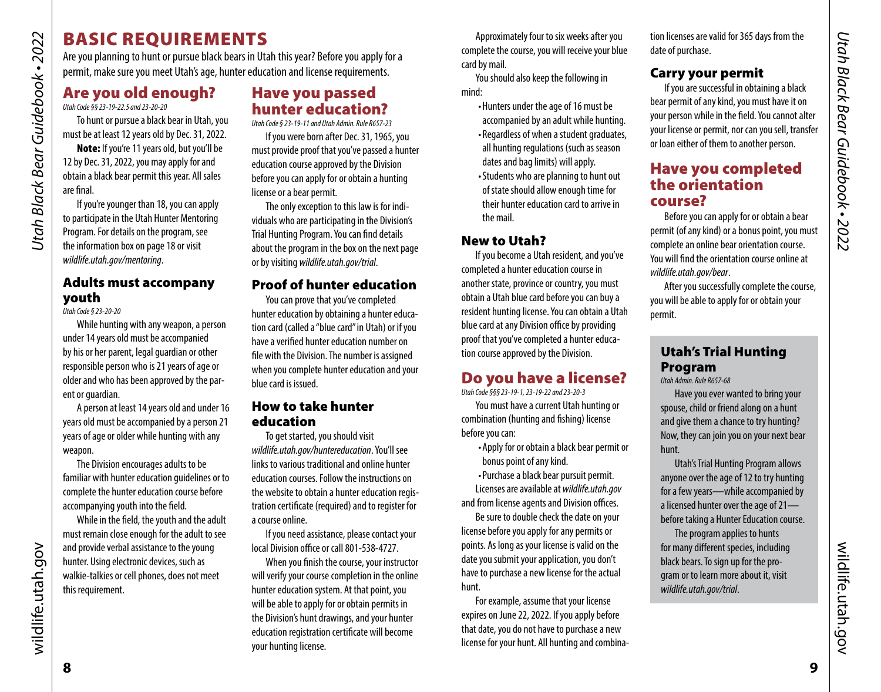# BASIC REQUIREMENTS

Are you planning to hunt or pursue black bears in Utah this year? Before you apply for a permit, make sure you meet Utah's age, hunter education and license requirements.

## Are you old enough?

*Utah Code §§ 23-19-22.5 and 23-20-20*

To hunt or pursue a black bear in Utah, you must be at least 12 years old by Dec. 31, 2022.

**Note:** If you're 11 years old, but you'll be 12 by Dec. 31, 2022, you may apply for and obtain a black bear permit this year. All sales are final.

If you're younger than 18, you can apply to participate in the Utah Hunter Mentoring Program. For details on the program, see the information box on page 18 or visit *wildlife.utah.gov/mentoring*.

### Adults must accompany youth

*Utah Code § 23-20-20*

While hunting with any weapon, a person under 14 years old must be accompanied by his or her parent, legal guardian or other responsible person who is 21 years of age or older and who has been approved by the parent or guardian.

A person at least 14 years old and under 16 years old must be accompanied by a person 21 years of age or older while hunting with any weapon.

The Division encourages adults to be familiar with hunter education guidelines or to complete the hunter education course before accompanying youth into the field.

While in the field, the youth and the adult must remain close enough for the adult to see and provide verbal assistance to the young hunter. Using electronic devices, such as walkie-talkies or cell phones, does not meet this requirement.

## Have you passed hunter education?

*Utah Code § 23-19-11 and Utah Admin. Rule R657-23*

If you were born after Dec. 31, 1965, you must provide proof that you've passed a hunter education course approved by the Division before you can apply for or obtain a hunting license or a bear permit.

The only exception to this law is for individuals who are participating in the Division's Trial Hunting Program. You can find details about the program in the box on the next page or by visiting *wildlife.utah.gov/trial*.

### Proof of hunter education

You can prove that you've completed hunter education by obtaining a hunter education card (called a "blue card" in Utah) or if you have a verified hunter education number on file with the Division. The number is assigned when you complete hunter education and your blue card is issued.

### How to take hunter education

To get started, you should visit *wildlife.utah.gov/huntereducation*. You'll see links to various traditional and online hunter education courses. Follow the instructions on the website to obtain a hunter education registration certificate (required) and to register for a course online.

If you need assistance, please contact your local Division office or call 801-538-4727.

When you finish the course, your instructor will verify your course completion in the online hunter education system. At that point, you will be able to apply for or obtain permits in the Division's hunt drawings, and your hunter education registration certificate will become your hunting license.

Approximately four to six weeks after you complete the course, you will receive your blue card by mail.

You should also keep the following in mind:

- Hunters under the age of 16 must be accompanied by an adult while hunting.
- Regardless of when a student graduates, all hunting regulations (such as season dates and bag limits) will apply.
- Students who are planning to hunt out of state should allow enough time for their hunter education card to arrive in the mail.

### New to Utah?

If you become a Utah resident, and you've completed a hunter education course in another state, province or country, you must obtain a Utah blue card before you can buy a resident hunting license. You can obtain a Utah blue card at any Division office by providing proof that you've completed a hunter education course approved by the Division.

## Do you have a license?

*Utah Code §§§ 23-19-1, 23-19-22 and 23-20-3*

You must have a current Utah hunting or combination (hunting and fishing) license before you can:

- Apply for or obtain a black bear permit or bonus point of any kind.
- Purchase a black bear pursuit permit.

Licenses are available at *wildlife.utah.gov* and from license agents and Division offices.

Be sure to double check the date on your license before you apply for any permits or points. As long as your license is valid on the date you submit your application, you don't have to purchase a new license for the actual hunt.

For example, assume that your license expires on June 22, 2022. If you apply before that date, you do not have to purchase a new license for your hunt. All hunting and combination licenses are valid for 365 days from the date of purchase.

### Carry your permit

If you are successful in obtaining a black bear permit of any kind, you must have it on your person while in the field. You cannot alter your license or permit, nor can you sell, transfer or loan either of them to another person.

## Have you completed the orientation course?

Before you can apply for or obtain a bear permit (of any kind) or a bonus point, you must complete an online bear orientation course. You will find the orientation course online at *wildlife.utah.gov/bear*.

After you successfully complete the course, you will be able to apply for or obtain your permit.

### Utah's Trial Hunting Program

*Utah Admin. Rule R657-68*

Have you ever wanted to bring your spouse, child or friend along on a hunt and give them a chance to try hunting? Now, they can join you on your next bear hunt.

Utah's Trial Hunting Program allows anyone over the age of 12 to try hunting for a few years—while accompanied by a licensed hunter over the age of 21—before taking a Hunter Education course.

The program applies to hunts for many different species, including black bears. To sign up for the program or to learn more about it, visit *wildlife.utah.gov/trial*.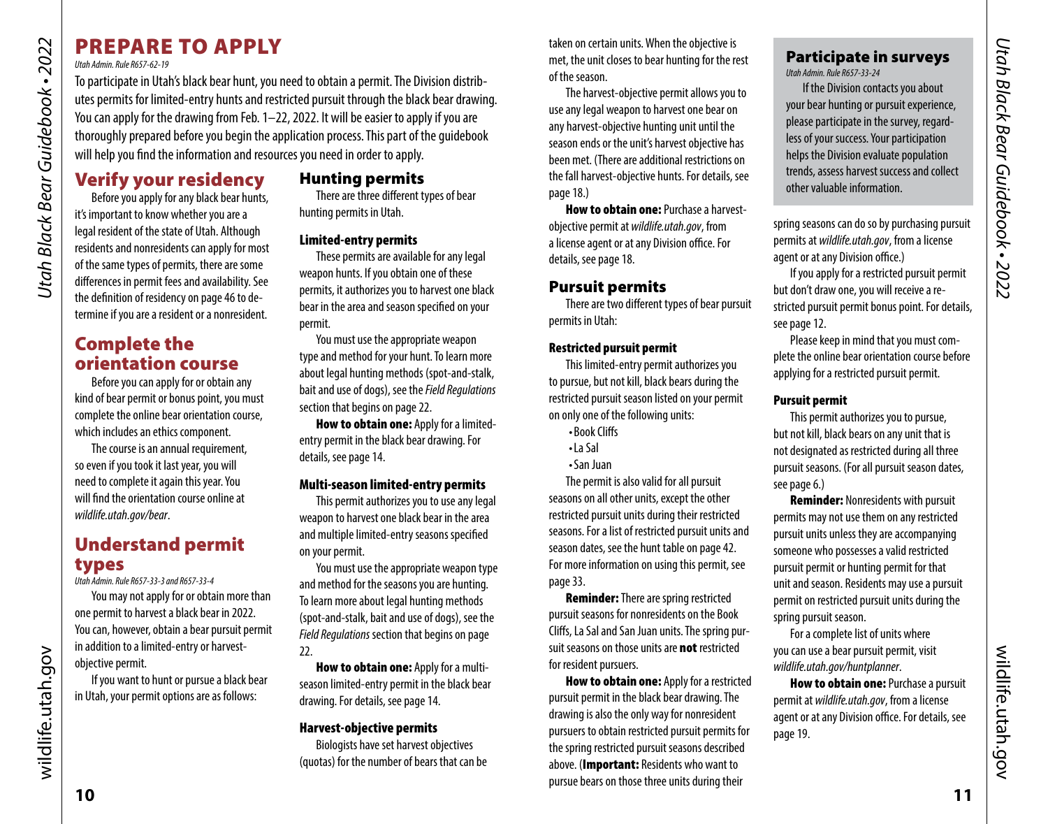# PREPARE TO APPLY

*Utah Admin. Rule R657-62-19*

To participate in Utah's black bear hunt, you need to obtain a permit. The Division distributes permits for limited-entry hunts and restricted pursuit through the black bear drawing. You can apply for the drawing from Feb. 1–22, 2022. It will be easier to apply if you are thoroughly prepared before you begin the application process. This part of the guidebook will help you find the information and resources you need in order to apply.

## Verify your residency

Before you apply for any black bear hunts, it's important to know whether you are a legal resident of the state of Utah. Although residents and nonresidents can apply for most of the same types of permits, there are some differences in permit fees and availability. See the definition of residency on page 46 to determine if you are a resident or a nonresident.

## Complete the orientation course

Before you can apply for or obtain any kind of bear permit or bonus point, you must complete the online bear orientation course, which includes an ethics component.

The course is an annual requirement, so even if you took it last year, you will need to complete it again this year. You will find the orientation course online at *wildlife.utah.gov/bear*.

## Understand permit types

*Utah Admin. Rule R657-33-3 and R657-33-4*

You may not apply for or obtain more than one permit to harvest a black bear in 2022. You can, however, obtain a bear pursuit permit in addition to a limited-entry or harvest-objective permit.

If you want to hunt or pursue a black bear in Utah, your permit options are as follows:

### Hunting permits

There are three different types of bear hunting permits in Utah.

#### Limited-entry permits

These permits are available for any legal weapon hunts. If you obtain one of these permits, it authorizes you to harvest one black bear in the area and season specified on your permit.

You must use the appropriate weapon type and method for your hunt. To learn more about legal hunting methods (spot-and-stalk, bait and use of dogs), see the *Field Regulations* section that begins on page 22.

**How to obtain one:** Apply for a limited-entry permit in the black bear drawing. For details, see page 14.

#### Multi-season limited-entry permits

This permit authorizes you to use any legal weapon to harvest one black bear in the area and multiple limited-entry seasons specified on your permit.

You must use the appropriate weapon type and method for the seasons you are hunting. To learn more about legal hunting methods (spot-and-stalk, bait and use of dogs), see the *Field Regulations* section that begins on page 22.

**How to obtain one:** Apply for a multi-season limited-entry permit in the black bear drawing. For details, see page 14.

#### Harvest-objective permits

Biologists have set harvest objectives (quotas) for the number of bears that can be taken on certain units. When the objective is met, the unit closes to bear hunting for the rest of the season.

The harvest-objective permit allows you to use any legal weapon to harvest one bear on any harvest-objective hunting unit until the season ends or the unit's harvest objective has been met. (There are additional restrictions on the fall harvest-objective hunts. For details, see page 18.)

**How to obtain one:** Purchase a harvest-objective permit at *wildlife.utah.gov*, from a license agent or at any Division office. For details, see page 18.

### Pursuit permits

There are two different types of bear pursuit permits in Utah:

#### Restricted pursuit permit

This limited-entry permit authorizes you to pursue, but not kill, black bears during the restricted pursuit season listed on your permit on only one of the following units:

- Book Cliffs
- La Sal
- San Juan

The permit is also valid for all pursuit seasons on all other units, except the other restricted pursuit units during their restricted seasons. For a list of restricted pursuit units and season dates, see the hunt table on page 42. For more information on using this permit, see page 33.

**Reminder:** There are spring restricted pursuit seasons for nonresidents on the Book Cliffs, La Sal and San Juan units. The spring pursuit seasons on those units are **not** restricted for resident pursuers.

**How to obtain one:** Apply for a restricted pursuit permit in the black bear drawing. The drawing is also the only way for nonresident pursuers to obtain restricted pursuit permits for the spring restricted pursuit seasons described above. (**Important:** Residents who want to pursue bears on those three units during their spring seasons can do so by purchasing pursuit permits at *wildlife.utah.gov*, from a license agent or at any Division office.)

If you apply for a restricted pursuit permit but don't draw one, you will receive a restricted pursuit permit bonus point. For details, see page 12.

Please keep in mind that you must complete the online bear orientation course before applying for a restricted pursuit permit.

#### Pursuit permit

This permit authorizes you to pursue, but not kill, black bears on any unit that is not designated as restricted during all three pursuit seasons. (For all pursuit season dates, see page 6.)

**Reminder:** Nonresidents with pursuit permits may not use them on any restricted pursuit units unless they are accompanying someone who possesses a valid restricted pursuit permit or hunting permit for that unit and season. Residents may use a pursuit permit on restricted pursuit units during the spring pursuit season.

For a complete list of units where you can use a bear pursuit permit, visit *wildlife.utah.gov/huntplanner*.

**How to obtain one:** Purchase a pursuit permit at *wildlife.utah.gov*, from a license agent or at any Division office. For details, see page 19.

## Participate in surveys

*Utah Admin. Rule R657-33-24*

If the Division contacts you about your bear hunting or pursuit experience, please participate in the survey, regardless of your success. Your participation helps the Division evaluate population trends, assess harvest success and collect other valuable information.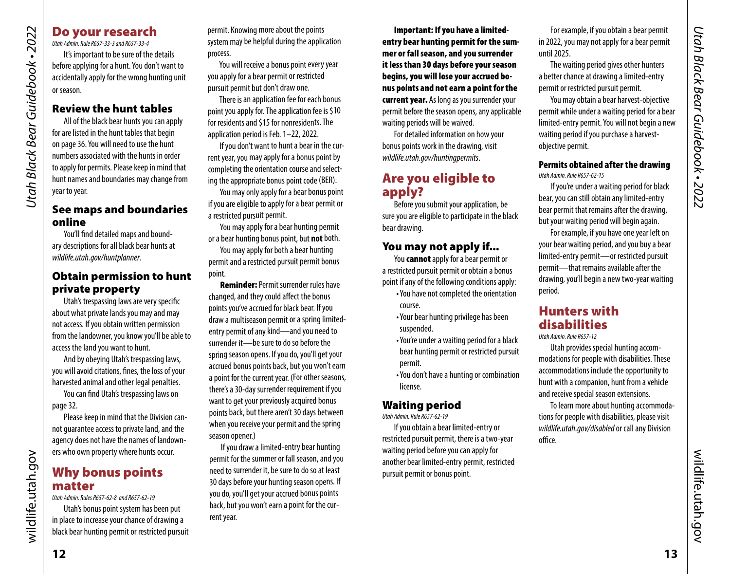## Do your research

*Utah Admin. Rule R657-33-3 and R657-33-4*

It's important to be sure of the details before applying for a hunt. You don't want to accidentally apply for the wrong hunting unit or season.

### Review the hunt tables

All of the black bear hunts you can apply for are listed in the hunt tables that begin on page 36. You will need to use the hunt numbers associated with the hunts in order to apply for permits. Please keep in mind that hunt names and boundaries may change from year to year.

### See maps and boundaries online

You'll find detailed maps and boundary descriptions for all black bear hunts at *wildlife.utah.gov/huntplanner*.

### Obtain permission to hunt private property

Utah's trespassing laws are very specific about what private lands you may and may not access. If you obtain written permission from the landowner, you know you'll be able to access the land you want to hunt.

And by obeying Utah's trespassing laws, you will avoid citations, fines, the loss of your harvested animal and other legal penalties.

You can find Utah's trespassing laws on page 32.

Please keep in mind that the Division cannot guarantee access to private land, and the agency does not have the names of landowners who own property where hunts occur.

## Why bonus points matter

*Utah Admin. Rules R657-62-8 and R657-62-19*

Utah's bonus point system has been put in place to increase your chance of drawing a black bear hunting permit or restricted pursuit permit. Knowing more about the points system may be helpful during the application process.

You will receive a bonus point every year you apply for a bear permit or restricted pursuit permit but don't draw one.

There is an application fee for each bonus point you apply for. The application fee is $10 for residents and $15 for nonresidents. The application period is Feb. 1–22, 2022.

If you don't want to hunt a bear in the current year, you may apply for a bonus point by completing the orientation course and selecting the appropriate bonus point code (BER).

You may only apply for a bear bonus point if you are eligible to apply for a bear permit or a restricted pursuit permit.

You may apply for a bear hunting permit or a bear hunting bonus point, but **not** both.

You may apply for both a bear hunting permit and a restricted pursuit permit bonus point.

**Reminder:** Permit surrender rules have changed, and they could affect the bonus points you've accrued for black bear. If you draw a multiseason permit or a spring limited-entry permit of any kind—and you need to surrender it—be sure to do so before the spring season opens. If you do, you'll get your accrued bonus points back, but you won't earn a point for the current year. (For other seasons, there's a 30-day surrender requirement if you want to get your previously acquired bonus points back, but there aren't 30 days between when you receive your permit and the spring season opener.)

If you draw a limited-entry bear hunting permit for the summer or fall season, and you need to surrender it, be sure to do so at least 30 days before your hunting season opens. If you do, you'll get your accrued bonus points back, but you won't earn a point for the current year.

**Important: If you have a limited-entry bear hunting permit for the summer or fall season, and you surrender it less than 30 days before your season begins, you will lose your accrued bonus points and not earn a point for the current year.** As long as you surrender your permit before the season opens, any applicable waiting periods will be waived.

For detailed information on how your bonus points work in the drawing, visit *wildlife.utah.gov/huntingpermits*.

## Are you eligible to apply?

Before you submit your application, be sure you are eligible to participate in the black bear drawing.

### You may not apply if...

You **cannot** apply for a bear permit or a restricted pursuit permit or obtain a bonus point if any of the following conditions apply:

- You have not completed the orientation course.
- Your bear hunting privilege has been suspended.
- You're under a waiting period for a black bear hunting permit or restricted pursuit permit.
- You don't have a hunting or combination license.

### Waiting period

*Utah Admin. Rule R657-62-19*

If you obtain a bear limited-entry or restricted pursuit permit, there is a two-year waiting period before you can apply for another bear limited-entry permit, restricted pursuit permit or bonus point.

For example, if you obtain a bear permit in 2022, you may not apply for a bear permit until 2025.

The waiting period gives other hunters a better chance at drawing a limited-entry permit or restricted pursuit permit.

You may obtain a bear harvest-objective permit while under a waiting period for a bear limited-entry permit. You will not begin a new waiting period if you purchase a harvest-objective permit.

#### Permits obtained after the drawing

*Utah Admin. Rule R657-62-15*

If you're under a waiting period for black bear, you can still obtain any limited-entry bear permit that remains after the drawing, but your waiting period will begin again.

For example, if you have one year left on your bear waiting period, and you buy a bear limited-entry permit—or restricted pursuit permit—that remains available after the drawing, you'll begin a new two-year waiting period.

## Hunters with disabilities

*Utah Admin. Rule R657-12*

Utah provides special hunting accommodations for people with disabilities. These accommodations include the opportunity to hunt with a companion, hunt from a vehicle and receive special season extensions.

To learn more about hunting accommodations for people with disabilities, please visit *wildlife.utah.gov/disabled* or call any Division office.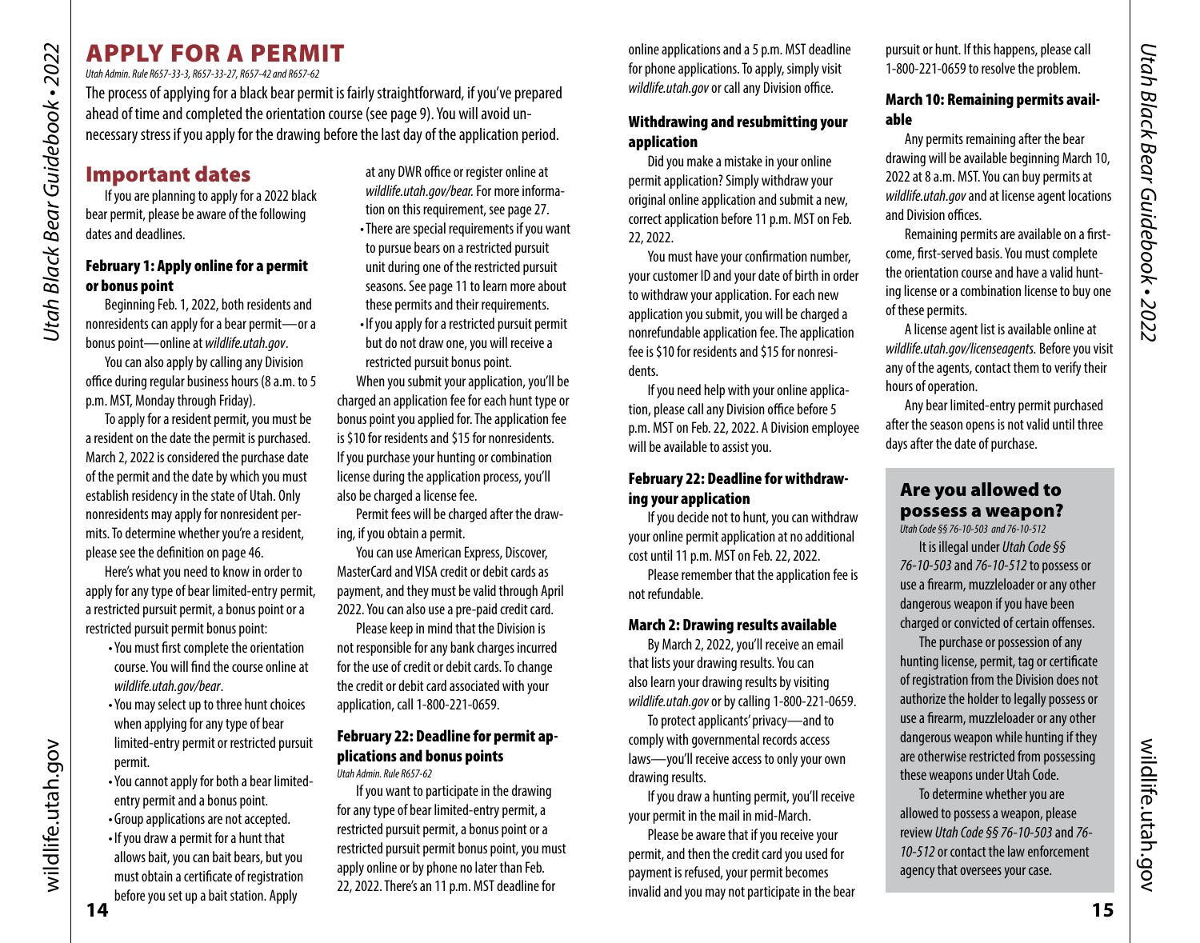# APPLY FOR A PERMIT

*Utah Admin. Rule R657-33-3, R657-33-27, R657-42 and R657-62*

The process of applying for a black bear permit is fairly straightforward, if you've prepared ahead of time and completed the orientation course (see page 9). You will avoid unnecessary stress if you apply for the drawing before the last day of the application period.

## Important dates

If you are planning to apply for a 2022 black bear permit, please be aware of the following dates and deadlines.

### February 1: Apply online for a permit or bonus point

Beginning Feb. 1, 2022, both residents and nonresidents can apply for a bear permit—or a bonus point—online at *wildlife.utah.gov*.

You can also apply by calling any Division office during regular business hours (8 a.m. to 5 p.m. MST, Monday through Friday).

To apply for a resident permit, you must be a resident on the date the permit is purchased. March 2, 2022 is considered the purchase date of the permit and the date by which you must establish residency in the state of Utah. Only nonresidents may apply for nonresident permits. To determine whether you're a resident, please see the definition on page 46.

Here's what you need to know in order to apply for any type of bear limited-entry permit, a restricted pursuit permit, a bonus point or a restricted pursuit permit bonus point:

- You must first complete the orientation course. You will find the course online at *wildlife.utah.gov/bear*.
- You may select up to three hunt choices when applying for any type of bear limited-entry permit or restricted pursuit permit.
- You cannot apply for both a bear limited-entry permit and a bonus point.
- Group applications are not accepted.
- If you draw a permit for a hunt that allows bait, you can bait bears, but you must obtain a certificate of registration before you set up a bait station. Apply at any DWR office or register online at *wildlife.utah.gov/bear.* For more information on this requirement, see page 27.
- There are special requirements if you want to pursue bears on a restricted pursuit unit during one of the restricted pursuit seasons. See page 11 to learn more about these permits and their requirements.
- If you apply for a restricted pursuit permit but do not draw one, you will receive a restricted pursuit bonus point.

When you submit your application, you'll be charged an application fee for each hunt type or bonus point you applied for. The application fee is $10 for residents and $15 for nonresidents. If you purchase your hunting or combination license during the application process, you'll also be charged a license fee.

Permit fees will be charged after the drawing, if you obtain a permit.

You can use American Express, Discover, MasterCard and VISA credit or debit cards as payment, and they must be valid through April 2022. You can also use a pre-paid credit card.

Please keep in mind that the Division is not responsible for any bank charges incurred for the use of credit or debit cards. To change the credit or debit card associated with your application, call 1-800-221-0659.

### February 22: Deadline for permit applications and bonus points

*Utah Admin. Rule R657-62*

If you want to participate in the drawing for any type of bear limited-entry permit, a restricted pursuit permit, a bonus point or a restricted pursuit permit bonus point, you must apply online or by phone no later than Feb. 22, 2022. There's an 11 p.m. MST deadline for online applications and a 5 p.m. MST deadline for phone applications. To apply, simply visit *wildlife.utah.gov* or call any Division office.

### Withdrawing and resubmitting your application

Did you make a mistake in your online permit application? Simply withdraw your original online application and submit a new, correct application before 11 p.m. MST on Feb. 22, 2022.

You must have your confirmation number, your customer ID and your date of birth in order to withdraw your application. For each new application you submit, you will be charged a nonrefundable application fee. The application fee is $10 for residents and $15 for nonresidents.

If you need help with your online application, please call any Division office before 5 p.m. MST on Feb. 22, 2022. A Division employee will be available to assist you.

### February 22: Deadline for withdrawing your application

If you decide not to hunt, you can withdraw your online permit application at no additional cost until 11 p.m. MST on Feb. 22, 2022.

Please remember that the application fee is not refundable.

### March 2: Drawing results available

By March 2, 2022, you'll receive an email that lists your drawing results. You can also learn your drawing results by visiting *wildlife.utah.gov* or by calling 1-800-221-0659.

To protect applicants' privacy—and to comply with governmental records access laws—you'll receive access to only your own drawing results.

If you draw a hunting permit, you'll receive your permit in the mail in mid-March.

Please be aware that if you receive your permit, and then the credit card you used for payment is refused, your permit becomes invalid and you may not participate in the bear pursuit or hunt. If this happens, please call 1-800-221-0659 to resolve the problem.

### March 10: Remaining permits available

Any permits remaining after the bear drawing will be available beginning March 10, 2022 at 8 a.m. MST. You can buy permits at *wildlife.utah.gov* and at license agent locations and Division offices.

Remaining permits are available on a first-come, first-served basis. You must complete the orientation course and have a valid hunting license or a combination license to buy one of these permits.

A license agent list is available online at *wildlife.utah.gov/licenseagents.* Before you visit any of the agents, contact them to verify their hours of operation.

Any bear limited-entry permit purchased after the season opens is not valid until three days after the date of purchase.

## Are you allowed to possess a weapon?

*Utah Code §§ 76-10-503 and 76-10-512*

It is illegal under *Utah Code §§ 76-10-503* and *76-10-512* to possess or use a firearm, muzzleloader or any other dangerous weapon if you have been charged or convicted of certain offenses.

The purchase or possession of any hunting license, permit, tag or certificate of registration from the Division does not authorize the holder to legally possess or use a firearm, muzzleloader or any other dangerous weapon while hunting if they are otherwise restricted from possessing these weapons under Utah Code.

To determine whether you are allowed to possess a weapon, please review *Utah Code §§ 76-10-503* and *76-10-512* or contact the law enforcement agency that oversees your case.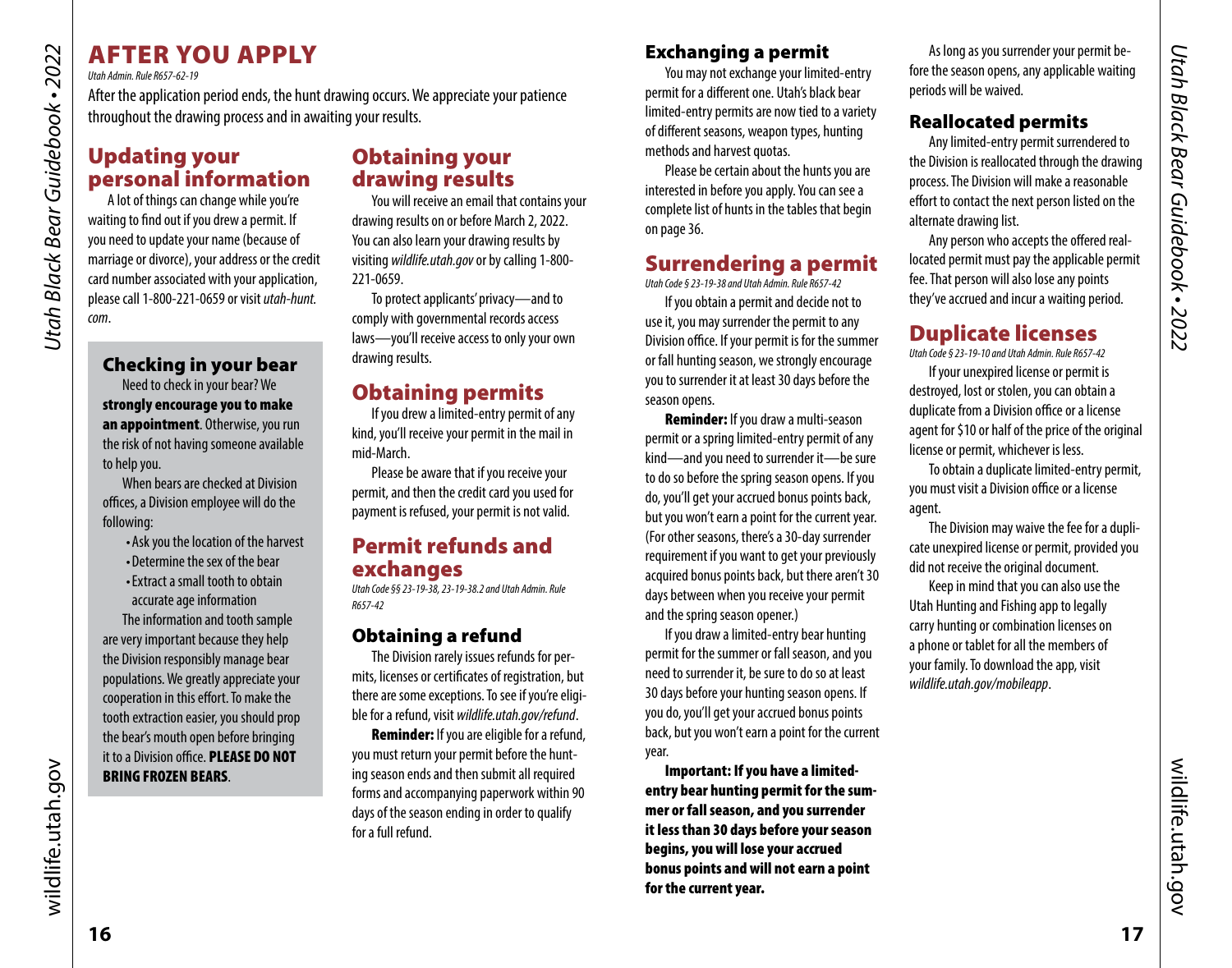# AFTER YOU APPLY

*Utah Admin. Rule R657-62-19*

After the application period ends, the hunt drawing occurs. We appreciate your patience throughout the drawing process and in awaiting your results.

## Updating your personal information

A lot of things can change while you're waiting to find out if you drew a permit. If you need to update your name (because of marriage or divorce), your address or the credit card number associated with your application, please call 1-800-221-0659 or visit *utah-hunt.com*.

### Checking in your bear

Need to check in your bear? We **strongly encourage you to make an appointment**. Otherwise, you run the risk of not having someone available to help you.

When bears are checked at Division offices, a Division employee will do the following:

- Ask you the location of the harvest
- Determine the sex of the bear
- Extract a small tooth to obtain accurate age information

The information and tooth sample are very important because they help the Division responsibly manage bear populations. We greatly appreciate your cooperation in this effort. To make the tooth extraction easier, you should prop the bear's mouth open before bringing it to a Division office. **PLEASE DO NOT BRING FROZEN BEARS**.

## Obtaining your drawing results

You will receive an email that contains your drawing results on or before March 2, 2022. You can also learn your drawing results by visiting *wildlife.utah.gov* or by calling 1-800-221-0659.

To protect applicants' privacy—and to comply with governmental records access laws—you'll receive access to only your own drawing results.

## Obtaining permits

If you drew a limited-entry permit of any kind, you'll receive your permit in the mail in mid-March.

Please be aware that if you receive your permit, and then the credit card you used for payment is refused, your permit is not valid.

## Permit refunds and exchanges

*Utah Code §§ 23-19-38, 23-19-38.2 and Utah Admin. Rule R657-42*

### Obtaining a refund

The Division rarely issues refunds for permits, licenses or certificates of registration, but there are some exceptions. To see if you're eligible for a refund, visit *wildlife.utah.gov/refund*.

**Reminder:** If you are eligible for a refund, you must return your permit before the hunting season ends and then submit all required forms and accompanying paperwork within 90 days of the season ending in order to qualify for a full refund.

### Exchanging a permit

You may not exchange your limited-entry permit for a different one. Utah's black bear limited-entry permits are now tied to a variety of different seasons, weapon types, hunting methods and harvest quotas.

Please be certain about the hunts you are interested in before you apply. You can see a complete list of hunts in the tables that begin on page 36.

## Surrendering a permit

*Utah Code § 23-19-38 and Utah Admin. Rule R657-42*

If you obtain a permit and decide not to use it, you may surrender the permit to any Division office. If your permit is for the summer or fall hunting season, we strongly encourage you to surrender it at least 30 days before the season opens.

**Reminder:** If you draw a multi-season permit or a spring limited-entry permit of any kind—and you need to surrender it—be sure to do so before the spring season opens. If you do, you'll get your accrued bonus points back, but you won't earn a point for the current year. (For other seasons, there's a 30-day surrender requirement if you want to get your previously acquired bonus points back, but there aren't 30 days between when you receive your permit and the spring season opener.)

If you draw a limited-entry bear hunting permit for the summer or fall season, and you need to surrender it, be sure to do so at least 30 days before your hunting season opens. If you do, you'll get your accrued bonus points back, but you won't earn a point for the current year.

**Important: If you have a limited-entry bear hunting permit for the summer or fall season, and you surrender it less than 30 days before your season begins, you will lose your accrued bonus points and will not earn a point for the current year.**

As long as you surrender your permit before the season opens, any applicable waiting periods will be waived.

### Reallocated permits

Any limited-entry permit surrendered to the Division is reallocated through the drawing process. The Division will make a reasonable effort to contact the next person listed on the alternate drawing list.

Any person who accepts the offered reallocated permit must pay the applicable permit fee. That person will also lose any points they've accrued and incur a waiting period.

## Duplicate licenses

*Utah Code § 23-19-10 and Utah Admin. Rule R657-42*

If your unexpired license or permit is destroyed, lost or stolen, you can obtain a duplicate from a Division office or a license agent for $10 or half of the price of the original license or permit, whichever is less.

To obtain a duplicate limited-entry permit, you must visit a Division office or a license agent.

The Division may waive the fee for a duplicate unexpired license or permit, provided you did not receive the original document.

Keep in mind that you can also use the Utah Hunting and Fishing app to legally carry hunting or combination licenses on a phone or tablet for all the members of your family. To download the app, visit *wildlife.utah.gov/mobileapp*.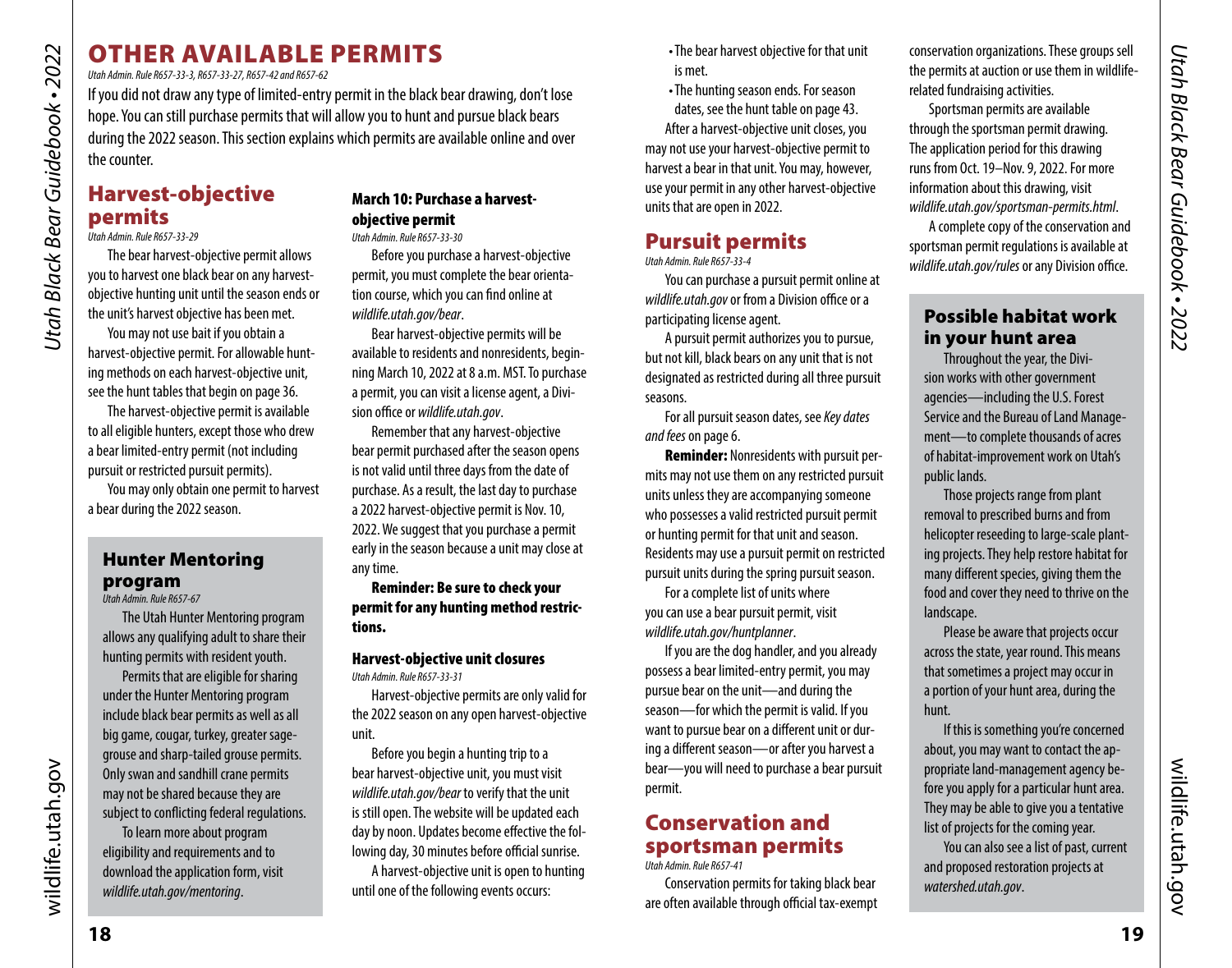# OTHER AVAILABLE PERMITS

*Utah Admin. Rule R657-33-3, R657-33-27, R657-42 and R657-62*

If you did not draw any type of limited-entry permit in the black bear drawing, don't lose hope. You can still purchase permits that will allow you to hunt and pursue black bears during the 2022 season. This section explains which permits are available online and over the counter.

## Harvest-objective permits

*Utah Admin. Rule R657-33-29*

The bear harvest-objective permit allows you to harvest one black bear on any harvest-objective hunting unit until the season ends or the unit's harvest objective has been met.

You may not use bait if you obtain a harvest-objective permit. For allowable hunting methods on each harvest-objective unit, see the hunt tables that begin on page 36.

The harvest-objective permit is available to all eligible hunters, except those who drew a bear limited-entry permit (not including pursuit or restricted pursuit permits).

You may only obtain one permit to harvest a bear during the 2022 season.

### Hunter Mentoring program

*Utah Admin. Rule R657-67*

The Utah Hunter Mentoring program allows any qualifying adult to share their hunting permits with resident youth.

Permits that are eligible for sharing under the Hunter Mentoring program include black bear permits as well as all big game, cougar, turkey, greater sage-grouse and sharp-tailed grouse permits. Only swan and sandhill crane permits may not be shared because they are subject to conflicting federal regulations.

To learn more about program eligibility and requirements and to download the application form, visit *wildlife.utah.gov/mentoring*.

### March 10: Purchase a harvest-objective permit

*Utah Admin. Rule R657-33-30*

Before you purchase a harvest-objective permit, you must complete the bear orientation course, which you can find online at *wildlife.utah.gov/bear*.

Bear harvest-objective permits will be available to residents and nonresidents, beginning March 10, 2022 at 8 a.m. MST. To purchase a permit, you can visit a license agent, a Division office or *wildlife.utah.gov*.

Remember that any harvest-objective bear permit purchased after the season opens is not valid until three days from the date of purchase. As a result, the last day to purchase a 2022 harvest-objective permit is Nov. 10, 2022. We suggest that you purchase a permit early in the season because a unit may close at any time.

**Reminder: Be sure to check your permit for any hunting method restrictions.**

### Harvest-objective unit closures

*Utah Admin. Rule R657-33-31*

Harvest-objective permits are only valid for the 2022 season on any open harvest-objective unit.

Before you begin a hunting trip to a bear harvest-objective unit, you must visit *wildlife.utah.gov/bear* to verify that the unit is still open. The website will be updated each day by noon. Updates become effective the following day, 30 minutes before official sunrise.

A harvest-objective unit is open to hunting until one of the following events occurs:

- The bear harvest objective for that unit is met.
- The hunting season ends. For season dates, see the hunt table on page 43.

After a harvest-objective unit closes, you may not use your harvest-objective permit to harvest a bear in that unit. You may, however, use your permit in any other harvest-objective units that are open in 2022.

## Pursuit permits

*Utah Admin. Rule R657-33-4*

You can purchase a pursuit permit online at *wildlife.utah.gov* or from a Division office or a participating license agent.

A pursuit permit authorizes you to pursue, but not kill, black bears on any unit that is not designated as restricted during all three pursuit seasons.

For all pursuit season dates, see *Key dates and fees* on page 6.

**Reminder:** Nonresidents with pursuit permits may not use them on any restricted pursuit units unless they are accompanying someone who possesses a valid restricted pursuit permit or hunting permit for that unit and season. Residents may use a pursuit permit on restricted pursuit units during the spring pursuit season.

For a complete list of units where you can use a bear pursuit permit, visit *wildlife.utah.gov/huntplanner*.

If you are the dog handler, and you already possess a bear limited-entry permit, you may pursue bear on the unit—and during the season—for which the permit is valid. If you want to pursue bear on a different unit or during a different season—or after you harvest a bear—you will need to purchase a bear pursuit permit.

## Conservation and sportsman permits

*Utah Admin. Rule R657-41*

Conservation permits for taking black bear are often available through official tax-exempt conservation organizations. These groups sell the permits at auction or use them in wildlife-related fundraising activities.

Sportsman permits are available through the sportsman permit drawing. The application period for this drawing runs from Oct. 19–Nov. 9, 2022. For more information about this drawing, visit *wildlife.utah.gov/sportsman-permits.html*.

A complete copy of the conservation and sportsman permit regulations is available at *wildlife.utah.gov/rules* or any Division office.

### Possible habitat work in your hunt area

Throughout the year, the Division works with other government agencies—including the U.S. Forest Service and the Bureau of Land Management—to complete thousands of acres of habitat-improvement work on Utah's public lands.

Those projects range from plant removal to prescribed burns and from helicopter reseeding to large-scale planting projects. They help restore habitat for many different species, giving them the food and cover they need to thrive on the landscape.

Please be aware that projects occur across the state, year round. This means that sometimes a project may occur in a portion of your hunt area, during the hunt.

If this is something you're concerned about, you may want to contact the appropriate land-management agency before you apply for a particular hunt area. They may be able to give you a tentative list of projects for the coming year.

You can also see a list of past, current and proposed restoration projects at *watershed.utah.gov*.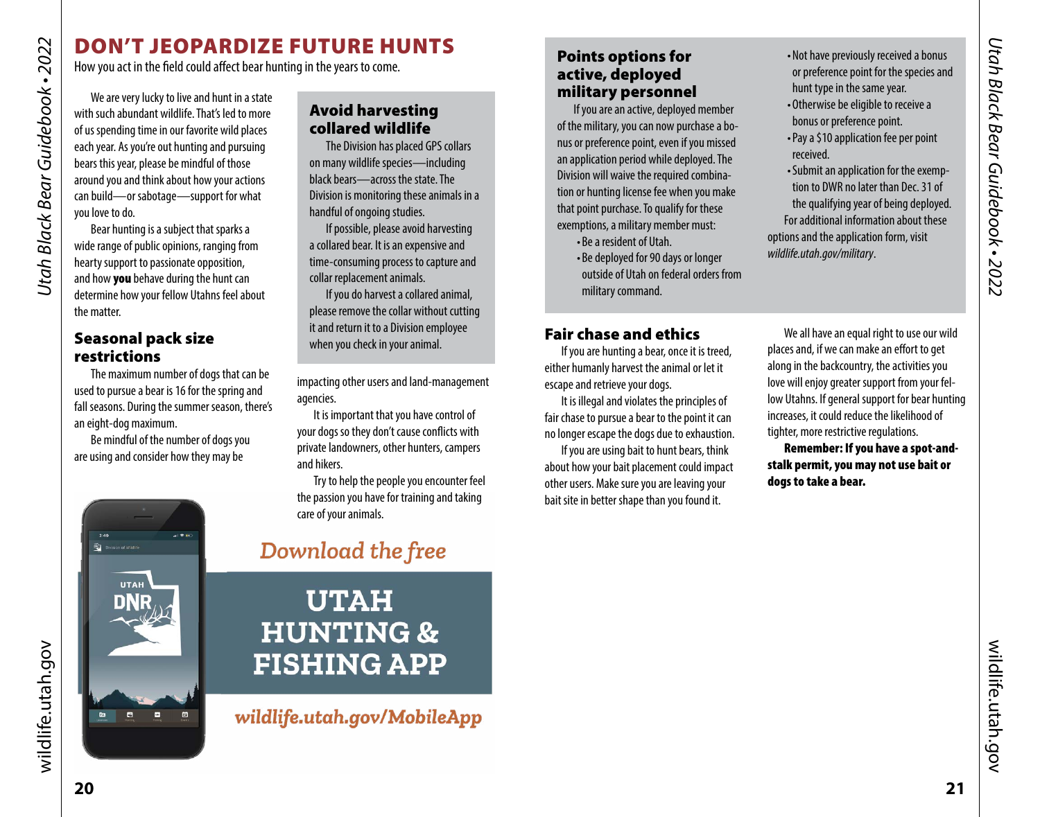# DON'T JEOPARDIZE FUTURE HUNTS

How you act in the field could affect bear hunting in the years to come.

We are very lucky to live and hunt in a state with such abundant wildlife. That's led to more of us spending time in our favorite wild places each year. As you're out hunting and pursuing bears this year, please be mindful of those around you and think about how your actions can build—or sabotage—support for what you love to do.

Bear hunting is a subject that sparks a wide range of public opinions, ranging from hearty support to passionate opposition, and how **you** behave during the hunt can determine how your fellow Utahns feel about the matter.

## Seasonal pack size restrictions

The maximum number of dogs that can be used to pursue a bear is 16 for the spring and fall seasons. During the summer season, there's an eight-dog maximum.

Be mindful of the number of dogs you are using and consider how they may be impacting other users and land-management agencies.

It is important that you have control of your dogs so they don't cause conflicts with private landowners, other hunters, campers and hikers.

Try to help the people you encounter feel the passion you have for training and taking care of your animals.

## Avoid harvesting collared wildlife

The Division has placed GPS collars on many wildlife species—including black bears—across the state. The Division is monitoring these animals in a handful of ongoing studies.

If possible, please avoid harvesting a collared bear. It is an expensive and time-consuming process to capture and collar replacement animals.

If you do harvest a collared animal, please remove the collar without cutting it and return it to a Division employee when you check in your animal.

*Download the free*

**UTAH HUNTING & FISHING APP**

*wildlife.utah.gov/MobileApp*

## Points options for active, deployed military personnel

If you are an active, deployed member of the military, you can now purchase a bonus or preference point, even if you missed an application period while deployed. The Division will waive the required combination or hunting license fee when you make that point purchase. To qualify for these exemptions, a military member must:

- Be a resident of Utah.
- Be deployed for 90 days or longer outside of Utah on federal orders from military command.
- Not have previously received a bonus or preference point for the species and hunt type in the same year.
- Otherwise be eligible to receive a bonus or preference point.
- Pay a $10 application fee per point received.
- Submit an application for the exemption to DWR no later than Dec. 31 of the qualifying year of being deployed.

For additional information about these options and the application form, visit *wildlife.utah.gov/military*.

## Fair chase and ethics

If you are hunting a bear, once it is treed, either humanly harvest the animal or let it escape and retrieve your dogs.

It is illegal and violates the principles of fair chase to pursue a bear to the point it can no longer escape the dogs due to exhaustion.

If you are using bait to hunt bears, think about how your bait placement could impact other users. Make sure you are leaving your bait site in better shape than you found it.

We all have an equal right to use our wild places and, if we can make an effort to get along in the backcountry, the activities you love will enjoy greater support from your fellow Utahns. If general support for bear hunting increases, it could reduce the likelihood of tighter, more restrictive regulations.

**Remember: If you have a spot-and-stalk permit, you may not use bait or dogs to take a bear.**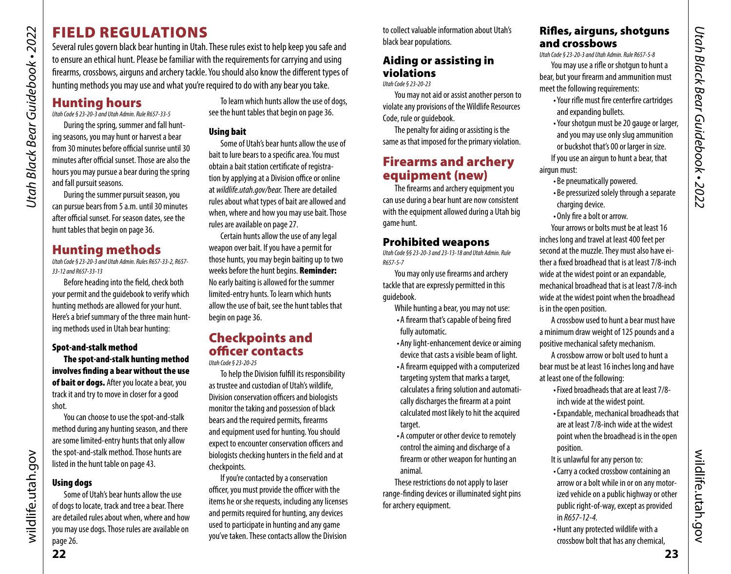# FIELD REGULATIONS

Several rules govern black bear hunting in Utah. These rules exist to help keep you safe and to ensure an ethical hunt. Please be familiar with the requirements for carrying and using firearms, crossbows, airguns and archery tackle. You should also know the different types of hunting methods you may use and what you're required to do with any bear you take.

## Hunting hours

*Utah Code § 23-20-3 and Utah Admin. Rule R657-33-5*

During the spring, summer and fall hunting seasons, you may hunt or harvest a bear from 30 minutes before official sunrise until 30 minutes after official sunset. Those are also the hours you may pursue a bear during the spring and fall pursuit seasons.

During the summer pursuit season, you can pursue bears from 5 a.m. until 30 minutes after official sunset. For season dates, see the hunt tables that begin on page 36.

## Hunting methods

*Utah Code § 23-20-3 and Utah Admin. Rules R657-33-2, R657-33-12 and R657-33-13*

Before heading into the field, check both your permit and the guidebook to verify which hunting methods are allowed for your hunt. Here's a brief summary of the three main hunting methods used in Utah bear hunting:

### Spot-and-stalk method

**The spot-and-stalk hunting method involves finding a bear without the use of bait or dogs.** After you locate a bear, you track it and try to move in closer for a good shot.

You can choose to use the spot-and-stalk method during any hunting season, and there are some limited-entry hunts that only allow the spot-and-stalk method. Those hunts are listed in the hunt table on page 43.

### Using dogs

Some of Utah's bear hunts allow the use of dogs to locate, track and tree a bear. There are detailed rules about when, where and how you may use dogs. Those rules are available on page 26.

To learn which hunts allow the use of dogs, see the hunt tables that begin on page 36.

### Using bait

Some of Utah's bear hunts allow the use of bait to lure bears to a specific area. You must obtain a bait station certificate of registration by applying at a Division office or online at *wildlife.utah.gov/bear.* There are detailed rules about what types of bait are allowed and when, where and how you may use bait. Those rules are available on page 27.

Certain hunts allow the use of any legal weapon over bait. If you have a permit for those hunts, you may begin baiting up to two weeks before the hunt begins. **Reminder:** No early baiting is allowed for the summer limited-entry hunts. To learn which hunts allow the use of bait, see the hunt tables that begin on page 36.

## Checkpoints and officer contacts

*Utah Code § 23-20-25*

To help the Division fulfill its responsibility as trustee and custodian of Utah's wildlife, Division conservation officers and biologists monitor the taking and possession of black bears and the required permits, firearms and equipment used for hunting. You should expect to encounter conservation officers and biologists checking hunters in the field and at checkpoints.

If you're contacted by a conservation officer, you must provide the officer with the items he or she requests, including any licenses and permits required for hunting, any devices used to participate in hunting and any game you've taken. These contacts allow the Division to collect valuable information about Utah's black bear populations.

## Aiding or assisting in violations

*Utah Code § 23-20-23*

You may not aid or assist another person to violate any provisions of the Wildlife Resources Code, rule or guidebook.

The penalty for aiding or assisting is the same as that imposed for the primary violation.

## Firearms and archery equipment (new)

The firearms and archery equipment you can use during a bear hunt are now consistent with the equipment allowed during a Utah big game hunt.

## Prohibited weapons

*Utah Code §§ 23-20-3 and 23-13-18 and Utah Admin. Rule R657-5-7*

You may only use firearms and archery tackle that are expressly permitted in this guidebook.

While hunting a bear, you may not use:

- A firearm that's capable of being fired fully automatic.
- Any light-enhancement device or aiming device that casts a visible beam of light.
- A firearm equipped with a computerized targeting system that marks a target, calculates a firing solution and automatically discharges the firearm at a point calculated most likely to hit the acquired target.
- A computer or other device to remotely control the aiming and discharge of a firearm or other weapon for hunting an animal.

These restrictions do not apply to laser range-finding devices or illuminated sight pins for archery equipment.

## Rifles, airguns, shotguns and crossbows

*Utah Code § 23-20-3 and Utah Admin. Rule R657-5-8*

You may use a rifle or shotgun to hunt a bear, but your firearm and ammunition must meet the following requirements:

- Your rifle must fire centerfire cartridges and expanding bullets.
- Your shotgun must be 20 gauge or larger, and you may use only slug ammunition or buckshot that's 00 or larger in size.

If you use an airgun to hunt a bear, that airgun must:

- Be pneumatically powered.
- Be pressurized solely through a separate charging device.
- Only fire a bolt or arrow.

Your arrows or bolts must be at least 16 inches long and travel at least 400 feet per second at the muzzle. They must also have either a fixed broadhead that is at least 7/8-inch wide at the widest point or an expandable, mechanical broadhead that is at least 7/8-inch wide at the widest point when the broadhead is in the open position.

A crossbow used to hunt a bear must have a minimum draw weight of 125 pounds and a positive mechanical safety mechanism.

A crossbow arrow or bolt used to hunt a bear must be at least 16 inches long and have at least one of the following:

- Fixed broadheads that are at least 7/8-inch wide at the widest point.
- Expandable, mechanical broadheads that are at least 7/8-inch wide at the widest point when the broadhead is in the open position.

It is unlawful for any person to:

- Carry a cocked crossbow containing an arrow or a bolt while in or on any motorized vehicle on a public highway or other public right-of-way, except as provided in *R657-12-4.*
- Hunt any protected wildlife with a crossbow bolt that has any chemical,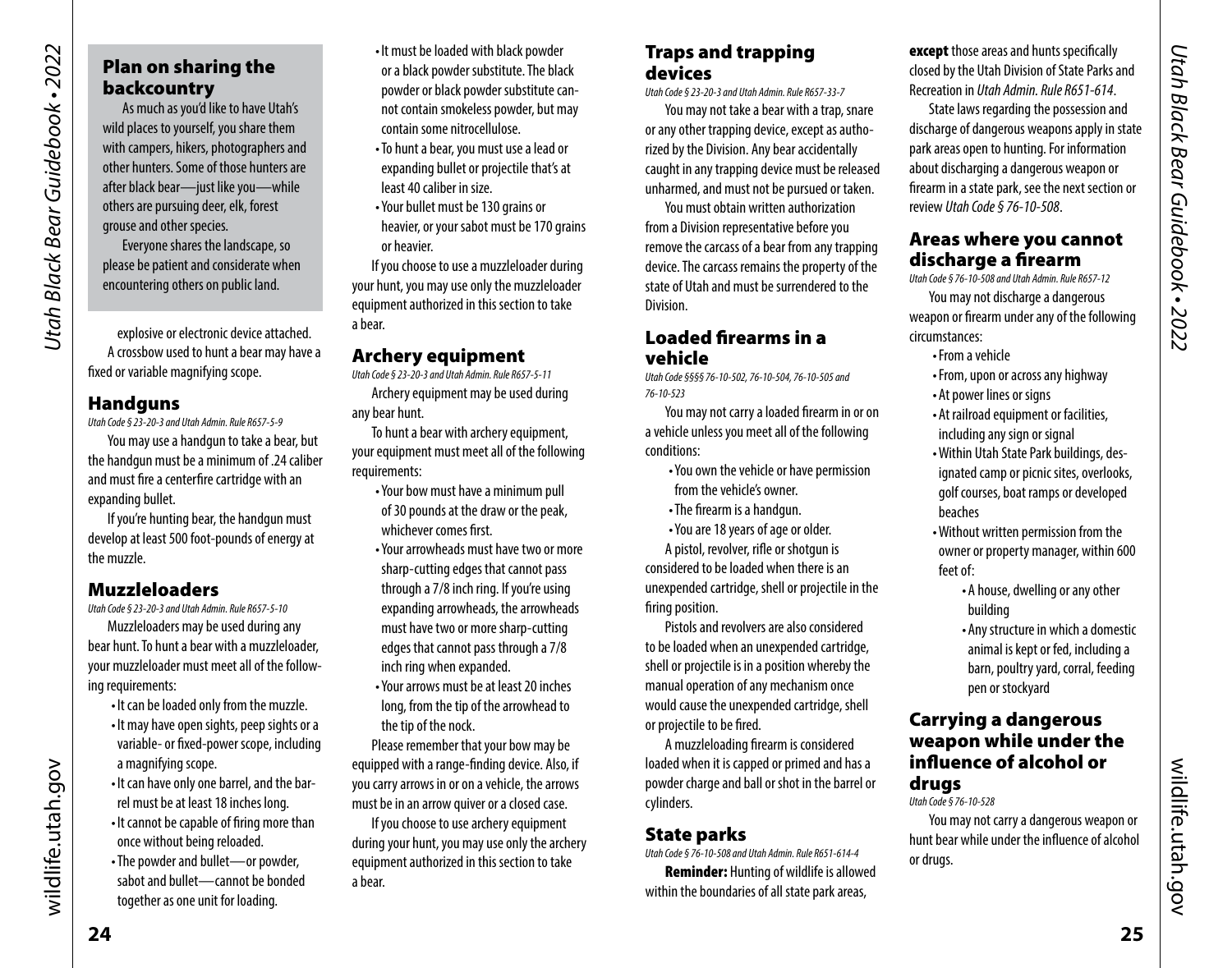## Plan on sharing the backcountry

As much as you'd like to have Utah's wild places to yourself, you share them with campers, hikers, photographers and other hunters. Some of those hunters are after black bear—just like you—while others are pursuing deer, elk, forest grouse and other species.

Everyone shares the landscape, so please be patient and considerate when encountering others on public land.

explosive or electronic device attached.

A crossbow used to hunt a bear may have a fixed or variable magnifying scope.

## Handguns

*Utah Code § 23-20-3 and Utah Admin. Rule R657-5-9*

You may use a handgun to take a bear, but the handgun must be a minimum of .24 caliber and must fire a centerfire cartridge with an expanding bullet.

If you're hunting bear, the handgun must develop at least 500 foot-pounds of energy at the muzzle.

## Muzzleloaders

*Utah Code § 23-20-3 and Utah Admin. Rule R657-5-10*

Muzzleloaders may be used during any bear hunt. To hunt a bear with a muzzleloader, your muzzleloader must meet all of the following requirements:

- It can be loaded only from the muzzle.
- It may have open sights, peep sights or a variable- or fixed-power scope, including a magnifying scope.
- It can have only one barrel, and the barrel must be at least 18 inches long.
- It cannot be capable of firing more than once without being reloaded.
- The powder and bullet—or powder, sabot and bullet—cannot be bonded together as one unit for loading.
- It must be loaded with black powder or a black powder substitute. The black powder or black powder substitute cannot contain smokeless powder, but may contain some nitrocellulose.
- To hunt a bear, you must use a lead or expanding bullet or projectile that's at least 40 caliber in size.
- Your bullet must be 130 grains or heavier, or your sabot must be 170 grains or heavier.

If you choose to use a muzzleloader during your hunt, you may use only the muzzleloader equipment authorized in this section to take a bear.

## Archery equipment

*Utah Code § 23-20-3 and Utah Admin. Rule R657-5-11*

Archery equipment may be used during any bear hunt.

To hunt a bear with archery equipment, your equipment must meet all of the following requirements:

- Your bow must have a minimum pull of 30 pounds at the draw or the peak, whichever comes first.
- Your arrowheads must have two or more sharp-cutting edges that cannot pass through a 7/8 inch ring. If you're using expanding arrowheads, the arrowheads must have two or more sharp-cutting edges that cannot pass through a 7/8 inch ring when expanded.
- Your arrows must be at least 20 inches long, from the tip of the arrowhead to the tip of the nock.

Please remember that your bow may be equipped with a range-finding device. Also, if you carry arrows in or on a vehicle, the arrows must be in an arrow quiver or a closed case.

If you choose to use archery equipment during your hunt, you may use only the archery equipment authorized in this section to take a bear.

## Traps and trapping devices

*Utah Code § 23-20-3 and Utah Admin. Rule R657-33-7*

You may not take a bear with a trap, snare or any other trapping device, except as authorized by the Division. Any bear accidentally caught in any trapping device must be released unharmed, and must not be pursued or taken.

You must obtain written authorization from a Division representative before you remove the carcass of a bear from any trapping device. The carcass remains the property of the state of Utah and must be surrendered to the Division.

## Loaded firearms in a vehicle

*Utah Code §§§§ 76-10-502, 76-10-504, 76-10-505 and 76-10-523*

You may not carry a loaded firearm in or on a vehicle unless you meet all of the following conditions:

- You own the vehicle or have permission from the vehicle's owner.
- The firearm is a handgun.
- You are 18 years of age or older.

A pistol, revolver, rifle or shotgun is considered to be loaded when there is an unexpended cartridge, shell or projectile in the firing position.

Pistols and revolvers are also considered to be loaded when an unexpended cartridge, shell or projectile is in a position whereby the manual operation of any mechanism once would cause the unexpended cartridge, shell or projectile to be fired.

A muzzleloading firearm is considered loaded when it is capped or primed and has a powder charge and ball or shot in the barrel or cylinders.

## State parks

*Utah Code § 76-10-508 and Utah Admin. Rule R651-614-4*

**Reminder:** Hunting of wildlife is allowed within the boundaries of all state park areas, **except** those areas and hunts specifically closed by the Utah Division of State Parks and Recreation in *Utah Admin. Rule R651-614*.

State laws regarding the possession and discharge of dangerous weapons apply in state park areas open to hunting. For information about discharging a dangerous weapon or firearm in a state park, see the next section or review *Utah Code § 76-10-508*.

## Areas where you cannot discharge a firearm

*Utah Code § 76-10-508 and Utah Admin. Rule R657-12*

You may not discharge a dangerous weapon or firearm under any of the following circumstances:

- From a vehicle
- From, upon or across any highway
- At power lines or signs
- At railroad equipment or facilities, including any sign or signal
- Within Utah State Park buildings, designated camp or picnic sites, overlooks, golf courses, boat ramps or developed beaches
- Without written permission from the owner or property manager, within 600 feet of:
  - A house, dwelling or any other building
  - Any structure in which a domestic animal is kept or fed, including a barn, poultry yard, corral, feeding pen or stockyard

## Carrying a dangerous weapon while under the influence of alcohol or drugs

*Utah Code § 76-10-528*

You may not carry a dangerous weapon or hunt bear while under the influence of alcohol or drugs.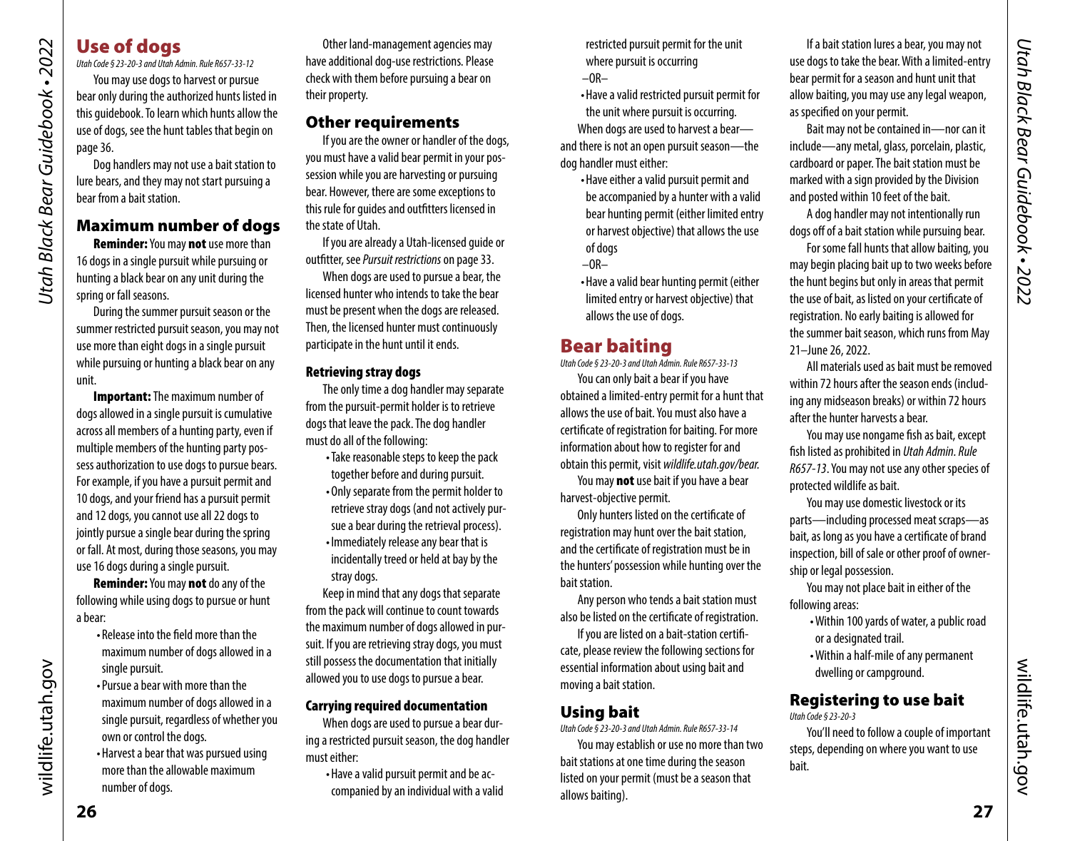## Use of dogs

*Utah Code § 23-20-3 and Utah Admin. Rule R657-33-12*

You may use dogs to harvest or pursue bear only during the authorized hunts listed in this guidebook. To learn which hunts allow the use of dogs, see the hunt tables that begin on page 36.

Dog handlers may not use a bait station to lure bears, and they may not start pursuing a bear from a bait station.

### Maximum number of dogs

**Reminder:** You may **not** use more than 16 dogs in a single pursuit while pursuing or hunting a black bear on any unit during the spring or fall seasons.

During the summer pursuit season or the summer restricted pursuit season, you may not use more than eight dogs in a single pursuit while pursuing or hunting a black bear on any unit.

**Important:** The maximum number of dogs allowed in a single pursuit is cumulative across all members of a hunting party, even if multiple members of the hunting party possess authorization to use dogs to pursue bears. For example, if you have a pursuit permit and 10 dogs, and your friend has a pursuit permit and 12 dogs, you cannot use all 22 dogs to jointly pursue a single bear during the spring or fall. At most, during those seasons, you may use 16 dogs during a single pursuit.

**Reminder:** You may **not** do any of the following while using dogs to pursue or hunt a bear:

- Release into the field more than the maximum number of dogs allowed in a single pursuit.
- Pursue a bear with more than the maximum number of dogs allowed in a single pursuit, regardless of whether you own or control the dogs.
- Harvest a bear that was pursued using more than the allowable maximum number of dogs.

Other land-management agencies may have additional dog-use restrictions. Please check with them before pursuing a bear on their property.

### Other requirements

If you are the owner or handler of the dogs, you must have a valid bear permit in your possession while you are harvesting or pursuing bear. However, there are some exceptions to this rule for guides and outfitters licensed in the state of Utah.

If you are already a Utah-licensed guide or outfitter, see *Pursuit restrictions* on page 33.

When dogs are used to pursue a bear, the licensed hunter who intends to take the bear must be present when the dogs are released. Then, the licensed hunter must continuously participate in the hunt until it ends.

#### Retrieving stray dogs

The only time a dog handler may separate from the pursuit-permit holder is to retrieve dogs that leave the pack. The dog handler must do all of the following:

- Take reasonable steps to keep the pack together before and during pursuit.
- Only separate from the permit holder to retrieve stray dogs (and not actively pursue a bear during the retrieval process).
- Immediately release any bear that is incidentally treed or held at bay by the stray dogs.

Keep in mind that any dogs that separate from the pack will continue to count towards the maximum number of dogs allowed in pursuit. If you are retrieving stray dogs, you must still possess the documentation that initially allowed you to use dogs to pursue a bear.

#### Carrying required documentation

When dogs are used to pursue a bear during a restricted pursuit season, the dog handler must either:

- Have a valid pursuit permit and be accompanied by an individual with a valid restricted pursuit permit for the unit where pursuit is occurring

  –OR–
- Have a valid restricted pursuit permit for the unit where pursuit is occurring.

When dogs are used to harvest a bear—and there is not an open pursuit season—the dog handler must either:

- Have either a valid pursuit permit and be accompanied by a hunter with a valid bear hunting permit (either limited entry or harvest objective) that allows the use of dogs

  –OR–
- Have a valid bear hunting permit (either limited entry or harvest objective) that allows the use of dogs.

## Bear baiting

*Utah Code § 23-20-3 and Utah Admin. Rule R657-33-13*

You can only bait a bear if you have obtained a limited-entry permit for a hunt that allows the use of bait. You must also have a certificate of registration for baiting. For more information about how to register for and obtain this permit, visit *wildlife.utah.gov/bear.*

You may **not** use bait if you have a bear harvest-objective permit.

Only hunters listed on the certificate of registration may hunt over the bait station, and the certificate of registration must be in the hunters' possession while hunting over the bait station.

Any person who tends a bait station must also be listed on the certificate of registration.

If you are listed on a bait-station certificate, please review the following sections for essential information about using bait and moving a bait station.

### Using bait

*Utah Code § 23-20-3 and Utah Admin. Rule R657-33-14*

You may establish or use no more than two bait stations at one time during the season listed on your permit (must be a season that allows baiting).

If a bait station lures a bear, you may not use dogs to take the bear. With a limited-entry bear permit for a season and hunt unit that allow baiting, you may use any legal weapon, as specified on your permit.

Bait may not be contained in—nor can it include—any metal, glass, porcelain, plastic, cardboard or paper. The bait station must be marked with a sign provided by the Division and posted within 10 feet of the bait.

A dog handler may not intentionally run dogs off of a bait station while pursuing bear.

For some fall hunts that allow baiting, you may begin placing bait up to two weeks before the hunt begins but only in areas that permit the use of bait, as listed on your certificate of registration. No early baiting is allowed for the summer bait season, which runs from May 21–June 26, 2022.

All materials used as bait must be removed within 72 hours after the season ends (including any midseason breaks) or within 72 hours after the hunter harvests a bear.

You may use nongame fish as bait, except fish listed as prohibited in *Utah Admin. Rule R657-13*. You may not use any other species of protected wildlife as bait.

You may use domestic livestock or its parts—including processed meat scraps—as bait, as long as you have a certificate of brand inspection, bill of sale or other proof of ownership or legal possession.

You may not place bait in either of the following areas:

- Within 100 yards of water, a public road or a designated trail.
- Within a half-mile of any permanent dwelling or campground.

### Registering to use bait

*Utah Code § 23-20-3*

You'll need to follow a couple of important steps, depending on where you want to use bait.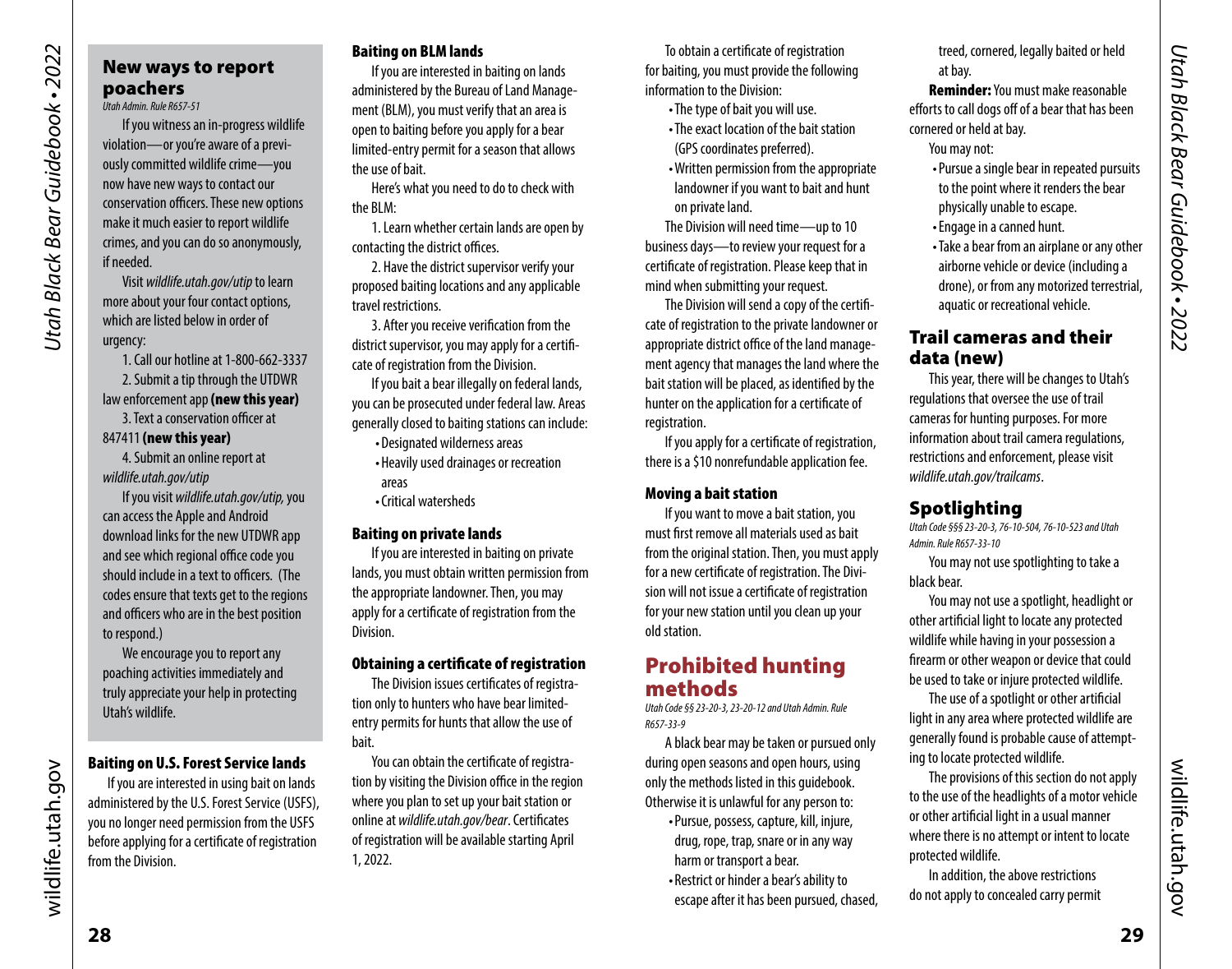## New ways to report poachers

*Utah Admin. Rule R657-51*

If you witness an in-progress wildlife violation—or you're aware of a previously committed wildlife crime—you now have new ways to contact our conservation officers. These new options make it much easier to report wildlife crimes, and you can do so anonymously, if needed.

Visit *wildlife.utah.gov/utip* to learn more about your four contact options, which are listed below in order of urgency:

1. Call our hotline at 1-800-662-3337
2. Submit a tip through the UTDWR law enforcement app **(new this year)**
3. Text a conservation officer at 847411 **(new this year)**
4. Submit an online report at *wildlife.utah.gov/utip*

If you visit *wildlife.utah.gov/utip,* you can access the Apple and Android download links for the new UTDWR app and see which regional office code you should include in a text to officers. (The codes ensure that texts get to the regions and officers who are in the best position to respond.)

We encourage you to report any poaching activities immediately and truly appreciate your help in protecting Utah's wildlife.

### Baiting on U.S. Forest Service lands

If you are interested in using bait on lands administered by the U.S. Forest Service (USFS), you no longer need permission from the USFS before applying for a certificate of registration from the Division.

### Baiting on BLM lands

If you are interested in baiting on lands administered by the Bureau of Land Management (BLM), you must verify that an area is open to baiting before you apply for a bear limited-entry permit for a season that allows the use of bait.

Here's what you need to do to check with the BLM:

1. Learn whether certain lands are open by contacting the district offices.
2. Have the district supervisor verify your proposed baiting locations and any applicable travel restrictions.
3. After you receive verification from the district supervisor, you may apply for a certificate of registration from the Division.

If you bait a bear illegally on federal lands, you can be prosecuted under federal law. Areas generally closed to baiting stations can include:

- Designated wilderness areas
- Heavily used drainages or recreation areas
- Critical watersheds

### Baiting on private lands

If you are interested in baiting on private lands, you must obtain written permission from the appropriate landowner. Then, you may apply for a certificate of registration from the Division.

### Obtaining a certificate of registration

The Division issues certificates of registration only to hunters who have bear limited-entry permits for hunts that allow the use of bait.

You can obtain the certificate of registration by visiting the Division office in the region where you plan to set up your bait station or online at *wildlife.utah.gov/bear*. Certificates of registration will be available starting April 1, 2022.

To obtain a certificate of registration for baiting, you must provide the following information to the Division:

- The type of bait you will use.
- The exact location of the bait station (GPS coordinates preferred).
- Written permission from the appropriate landowner if you want to bait and hunt on private land.

The Division will need time—up to 10 business days—to review your request for a certificate of registration. Please keep that in mind when submitting your request.

The Division will send a copy of the certificate of registration to the private landowner or appropriate district office of the land management agency that manages the land where the bait station will be placed, as identified by the hunter on the application for a certificate of registration.

If you apply for a certificate of registration, there is a $10 nonrefundable application fee.

### Moving a bait station

If you want to move a bait station, you must first remove all materials used as bait from the original station. Then, you must apply for a new certificate of registration. The Division will not issue a certificate of registration for your new station until you clean up your old station.

## Prohibited hunting methods

*Utah Code §§ 23-20-3, 23-20-12 and Utah Admin. Rule R657-33-9*

A black bear may be taken or pursued only during open seasons and open hours, using only the methods listed in this guidebook. Otherwise it is unlawful for any person to:

- Pursue, possess, capture, kill, injure, drug, rope, trap, snare or in any way harm or transport a bear.
- Restrict or hinder a bear's ability to escape after it has been pursued, chased, treed, cornered, legally baited or held at bay.

**Reminder:** You must make reasonable efforts to call dogs off of a bear that has been cornered or held at bay.

You may not:

- Pursue a single bear in repeated pursuits to the point where it renders the bear physically unable to escape.
- Engage in a canned hunt.
- Take a bear from an airplane or any other airborne vehicle or device (including a drone), or from any motorized terrestrial, aquatic or recreational vehicle.

## Trail cameras and their data (new)

This year, there will be changes to Utah's regulations that oversee the use of trail cameras for hunting purposes. For more information about trail camera regulations, restrictions and enforcement, please visit *wildlife.utah.gov/trailcams*.

## Spotlighting

*Utah Code §§§ 23-20-3, 76-10-504, 76-10-523 and Utah Admin. Rule R657-33-10*

You may not use spotlighting to take a black bear.

You may not use a spotlight, headlight or other artificial light to locate any protected wildlife while having in your possession a firearm or other weapon or device that could be used to take or injure protected wildlife.

The use of a spotlight or other artificial light in any area where protected wildlife are generally found is probable cause of attempting to locate protected wildlife.

The provisions of this section do not apply to the use of the headlights of a motor vehicle or other artificial light in a usual manner where there is no attempt or intent to locate protected wildlife.

In addition, the above restrictions do not apply to concealed carry permit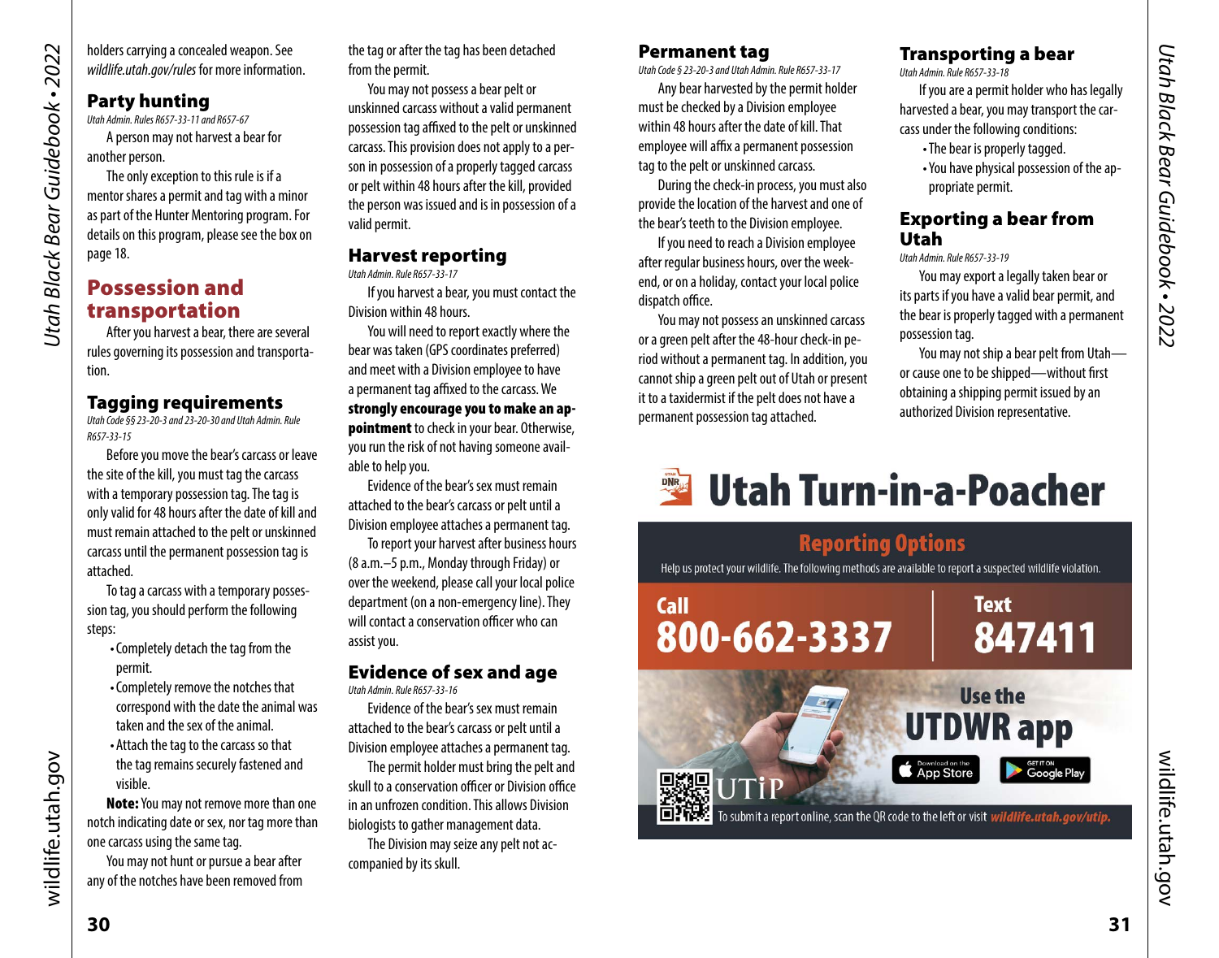holders carrying a concealed weapon. See *wildlife.utah.gov/rules* for more information.

### Party hunting

*Utah Admin. Rules R657-33-11 and R657-67*

A person may not harvest a bear for another person.

The only exception to this rule is if a mentor shares a permit and tag with a minor as part of the Hunter Mentoring program. For details on this program, please see the box on page 18.

## Possession and transportation

After you harvest a bear, there are several rules governing its possession and transportation.

### Tagging requirements

*Utah Code §§ 23-20-3 and 23-20-30 and Utah Admin. Rule R657-33-15*

Before you move the bear's carcass or leave the site of the kill, you must tag the carcass with a temporary possession tag. The tag is only valid for 48 hours after the date of kill and must remain attached to the pelt or unskinned carcass until the permanent possession tag is attached.

To tag a carcass with a temporary possession tag, you should perform the following steps:

- Completely detach the tag from the permit.
- Completely remove the notches that correspond with the date the animal was taken and the sex of the animal.
- Attach the tag to the carcass so that the tag remains securely fastened and visible.

**Note:** You may not remove more than one notch indicating date or sex, nor tag more than one carcass using the same tag.

You may not hunt or pursue a bear after any of the notches have been removed from the tag or after the tag has been detached from the permit.

You may not possess a bear pelt or unskinned carcass without a valid permanent possession tag affixed to the pelt or unskinned carcass. This provision does not apply to a person in possession of a properly tagged carcass or pelt within 48 hours after the kill, provided the person was issued and is in possession of a valid permit.

### Harvest reporting

*Utah Admin. Rule R657-33-17*

If you harvest a bear, you must contact the Division within 48 hours.

You will need to report exactly where the bear was taken (GPS coordinates preferred) and meet with a Division employee to have a permanent tag affixed to the carcass. We **strongly encourage you to make an appointment** to check in your bear. Otherwise, you run the risk of not having someone available to help you.

Evidence of the bear's sex must remain attached to the bear's carcass or pelt until a Division employee attaches a permanent tag.

To report your harvest after business hours (8 a.m.–5 p.m., Monday through Friday) or over the weekend, please call your local police department (on a non-emergency line). They will contact a conservation officer who can assist you.

### Evidence of sex and age

*Utah Admin. Rule R657-33-16*

Evidence of the bear's sex must remain attached to the bear's carcass or pelt until a Division employee attaches a permanent tag.

The permit holder must bring the pelt and skull to a conservation officer or Division office in an unfrozen condition. This allows Division biologists to gather management data.

The Division may seize any pelt not accompanied by its skull.

### Permanent tag

*Utah Code § 23-20-3 and Utah Admin. Rule R657-33-17*

Any bear harvested by the permit holder must be checked by a Division employee within 48 hours after the date of kill. That employee will affix a permanent possession tag to the pelt or unskinned carcass.

During the check-in process, you must also provide the location of the harvest and one of the bear's teeth to the Division employee.

If you need to reach a Division employee after regular business hours, over the weekend, or on a holiday, contact your local police dispatch office.

You may not possess an unskinned carcass or a green pelt after the 48-hour check-in period without a permanent tag. In addition, you cannot ship a green pelt out of Utah or present it to a taxidermist if the pelt does not have a permanent possession tag attached.

### Transporting a bear

*Utah Admin. Rule R657-33-18*

If you are a permit holder who has legally harvested a bear, you may transport the carcass under the following conditions:

- The bear is properly tagged.
- You have physical possession of the appropriate permit.

### Exporting a bear from Utah

*Utah Admin. Rule R657-33-19*

You may export a legally taken bear or its parts if you have a valid bear permit, and the bear is properly tagged with a permanent possession tag.

You may not ship a bear pelt from Utah—or cause one to be shipped—without first obtaining a shipping permit issued by an authorized Division representative.

## Utah Turn-in-a-Poacher

**Reporting Options**

Help us protect your wildlife. The following methods are available to report a suspected wildlife violation.

**Call** 800-662-3337

**Text** 847411

**Use the UTDWR app**

UTiP

To submit a report online, scan the QR code to the left or visit ***wildlife.utah.gov/utip.***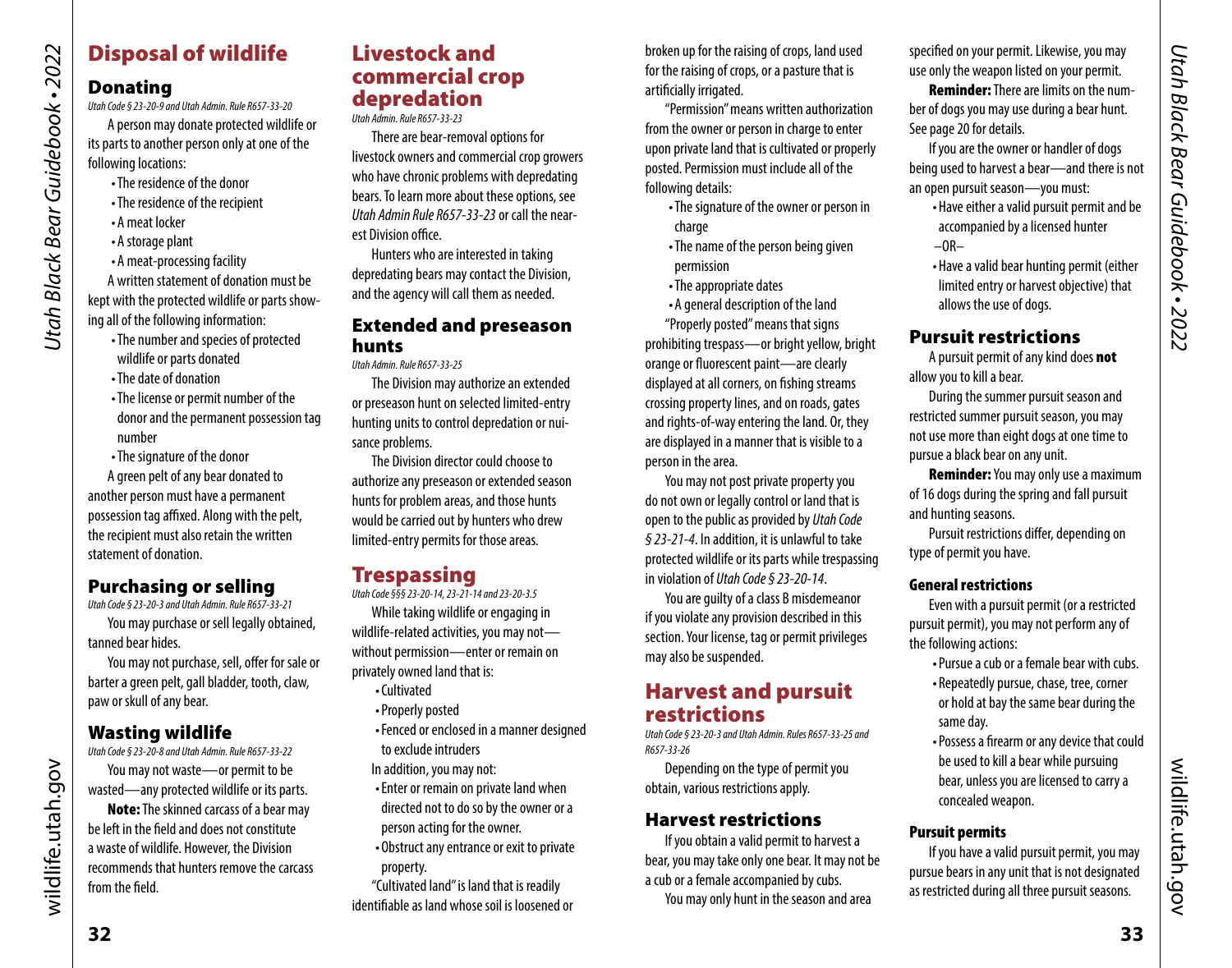## Disposal of wildlife

### Donating

*Utah Code § 23-20-9 and Utah Admin. Rule R657-33-20*

A person may donate protected wildlife or its parts to another person only at one of the following locations:

- The residence of the donor
- The residence of the recipient
- A meat locker
- A storage plant
- A meat-processing facility

A written statement of donation must be kept with the protected wildlife or parts showing all of the following information:

- The number and species of protected wildlife or parts donated
- The date of donation
- The license or permit number of the donor and the permanent possession tag number
- The signature of the donor

A green pelt of any bear donated to another person must have a permanent possession tag affixed. Along with the pelt, the recipient must also retain the written statement of donation.

### Purchasing or selling

*Utah Code § 23-20-3 and Utah Admin. Rule R657-33-21*

You may purchase or sell legally obtained, tanned bear hides.

You may not purchase, sell, offer for sale or barter a green pelt, gall bladder, tooth, claw, paw or skull of any bear.

### Wasting wildlife

*Utah Code § 23-20-8 and Utah Admin. Rule R657-33-22*

You may not waste—or permit to be wasted—any protected wildlife or its parts.

**Note:** The skinned carcass of a bear may be left in the field and does not constitute a waste of wildlife. However, the Division recommends that hunters remove the carcass from the field.

## Livestock and commercial crop depredation

*Utah Admin. Rule R657-33-23*

There are bear-removal options for livestock owners and commercial crop growers who have chronic problems with depredating bears. To learn more about these options, see *Utah Admin Rule R657-33-23* or call the nearest Division office.

Hunters who are interested in taking depredating bears may contact the Division, and the agency will call them as needed.

### Extended and preseason hunts

*Utah Admin. Rule R657-33-25*

The Division may authorize an extended or preseason hunt on selected limited-entry hunting units to control depredation or nuisance problems.

The Division director could choose to authorize any preseason or extended season hunts for problem areas, and those hunts would be carried out by hunters who drew limited-entry permits for those areas.

## Trespassing

*Utah Code §§§ 23-20-14, 23-21-14 and 23-20-3.5*

While taking wildlife or engaging in wildlife-related activities, you may not—without permission—enter or remain on privately owned land that is:

- Cultivated
- Properly posted
- Fenced or enclosed in a manner designed to exclude intruders

In addition, you may not:

- Enter or remain on private land when directed not to do so by the owner or a person acting for the owner.
- Obstruct any entrance or exit to private property.

"Cultivated land" is land that is readily identifiable as land whose soil is loosened or broken up for the raising of crops, land used for the raising of crops, or a pasture that is artificially irrigated.

"Permission" means written authorization from the owner or person in charge to enter upon private land that is cultivated or properly posted. Permission must include all of the following details:

- The signature of the owner or person in charge
- The name of the person being given permission
- The appropriate dates
- A general description of the land

"Properly posted" means that signs prohibiting trespass—or bright yellow, bright orange or fluorescent paint—are clearly displayed at all corners, on fishing streams crossing property lines, and on roads, gates and rights-of-way entering the land. Or, they are displayed in a manner that is visible to a person in the area.

You may not post private property you do not own or legally control or land that is open to the public as provided by *Utah Code § 23-21-4*. In addition, it is unlawful to take protected wildlife or its parts while trespassing in violation of *Utah Code § 23-20-14*.

You are guilty of a class B misdemeanor if you violate any provision described in this section. Your license, tag or permit privileges may also be suspended.

## Harvest and pursuit restrictions

*Utah Code § 23-20-3 and Utah Admin. Rules R657-33-25 and R657-33-26*

Depending on the type of permit you obtain, various restrictions apply.

### Harvest restrictions

If you obtain a valid permit to harvest a bear, you may take only one bear. It may not be a cub or a female accompanied by cubs.

You may only hunt in the season and area specified on your permit. Likewise, you may use only the weapon listed on your permit.

**Reminder:** There are limits on the number of dogs you may use during a bear hunt. See page 20 for details.

If you are the owner or handler of dogs being used to harvest a bear—and there is not an open pursuit season—you must:

- Have either a valid pursuit permit and be accompanied by a licensed hunter

–OR–

- Have a valid bear hunting permit (either limited entry or harvest objective) that allows the use of dogs.

### Pursuit restrictions

A pursuit permit of any kind does **not** allow you to kill a bear.

During the summer pursuit season and restricted summer pursuit season, you may not use more than eight dogs at one time to pursue a black bear on any unit.

**Reminder:** You may only use a maximum of 16 dogs during the spring and fall pursuit and hunting seasons.

Pursuit restrictions differ, depending on type of permit you have.

#### General restrictions

Even with a pursuit permit (or a restricted pursuit permit), you may not perform any of the following actions:

- Pursue a cub or a female bear with cubs.
- Repeatedly pursue, chase, tree, corner or hold at bay the same bear during the same day.
- Possess a firearm or any device that could be used to kill a bear while pursuing bear, unless you are licensed to carry a concealed weapon.

#### Pursuit permits

If you have a valid pursuit permit, you may pursue bears in any unit that is not designated as restricted during all three pursuit seasons.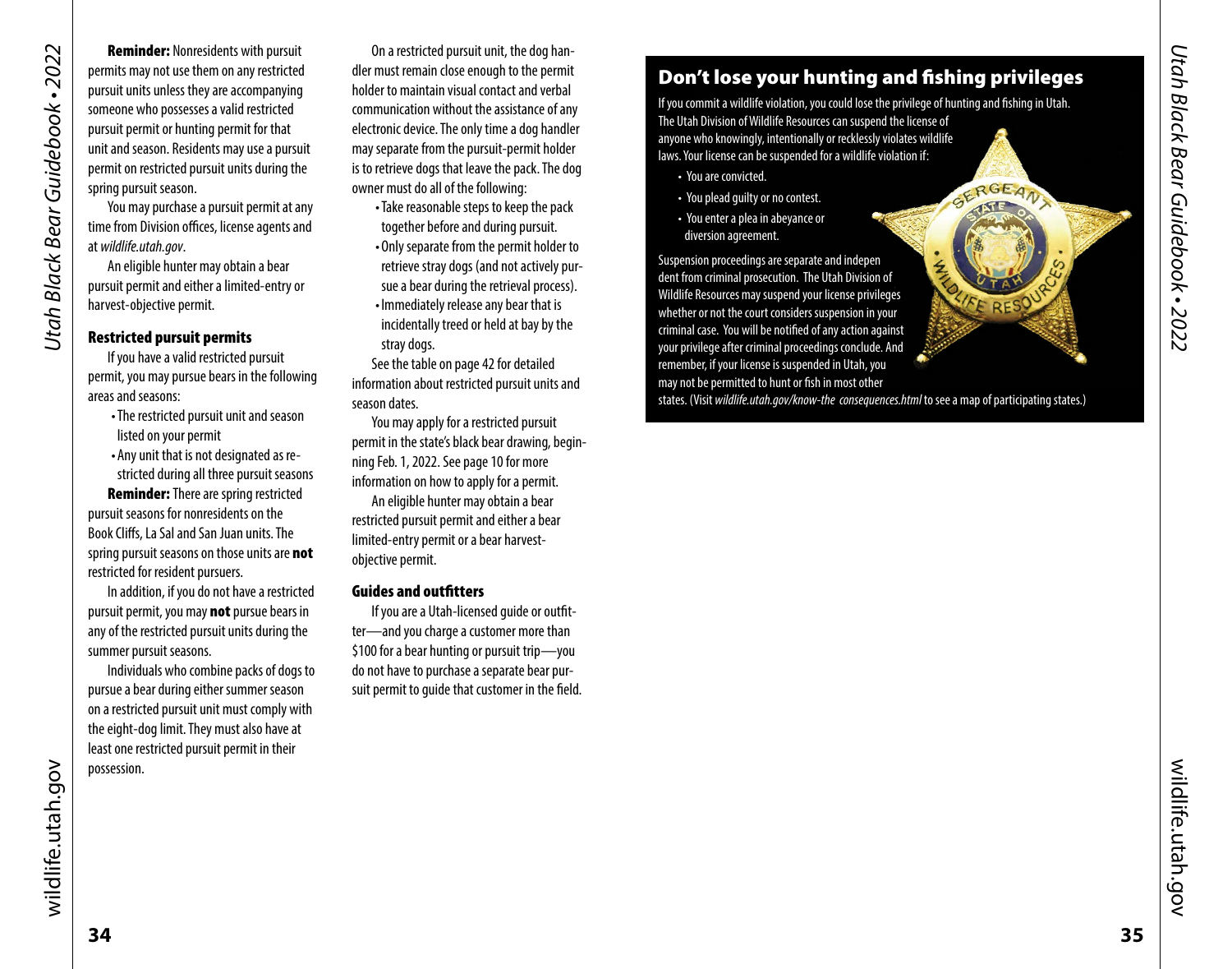**Reminder:** Nonresidents with pursuit permits may not use them on any restricted pursuit units unless they are accompanying someone who possesses a valid restricted pursuit permit or hunting permit for that unit and season. Residents may use a pursuit permit on restricted pursuit units during the spring pursuit season.

You may purchase a pursuit permit at any time from Division offices, license agents and at *wildlife.utah.gov*.

An eligible hunter may obtain a bear pursuit permit and either a limited-entry or harvest-objective permit.

### Restricted pursuit permits

If you have a valid restricted pursuit permit, you may pursue bears in the following areas and seasons:

- The restricted pursuit unit and season listed on your permit
- Any unit that is not designated as restricted during all three pursuit seasons

**Reminder:** There are spring restricted pursuit seasons for nonresidents on the Book Cliffs, La Sal and San Juan units. The spring pursuit seasons on those units are **not** restricted for resident pursuers.

In addition, if you do not have a restricted pursuit permit, you may **not** pursue bears in any of the restricted pursuit units during the summer pursuit seasons.

Individuals who combine packs of dogs to pursue a bear during either summer season on a restricted pursuit unit must comply with the eight-dog limit. They must also have at least one restricted pursuit permit in their possession.

On a restricted pursuit unit, the dog handler must remain close enough to the permit holder to maintain visual contact and verbal communication without the assistance of any electronic device. The only time a dog handler may separate from the pursuit-permit holder is to retrieve dogs that leave the pack. The dog owner must do all of the following:

- Take reasonable steps to keep the pack together before and during pursuit.
- Only separate from the permit holder to retrieve stray dogs (and not actively pursue a bear during the retrieval process).
- Immediately release any bear that is incidentally treed or held at bay by the stray dogs.

See the table on page 42 for detailed information about restricted pursuit units and season dates.

You may apply for a restricted pursuit permit in the state's black bear drawing, beginning Feb. 1, 2022. See page 10 for more information on how to apply for a permit.

An eligible hunter may obtain a bear restricted pursuit permit and either a bear limited-entry permit or a bear harvest-objective permit.

### Guides and outfitters

If you are a Utah-licensed guide or outfitter—and you charge a customer more than $100 for a bear hunting or pursuit trip—you do not have to purchase a separate bear pursuit permit to guide that customer in the field.

## Don't lose your hunting and fishing privileges

If you commit a wildlife violation, you could lose the privilege of hunting and fishing in Utah. The Utah Division of Wildlife Resources can suspend the license of anyone who knowingly, intentionally or recklessly violates wildlife laws. Your license can be suspended for a wildlife violation if:

- You are convicted.
- You plead guilty or no contest.
- You enter a plea in abeyance or diversion agreement.

Suspension proceedings are separate and independent from criminal prosecution. The Utah Division of Wildlife Resources may suspend your license privileges whether or not the court considers suspension in your criminal case. You will be notified of any action against your privilege after criminal proceedings conclude. And remember, if your license is suspended in Utah, you may not be permitted to hunt or fish in most other states. (Visit *wildlife.utah.gov/know-the consequences.html* to see a map of participating states.)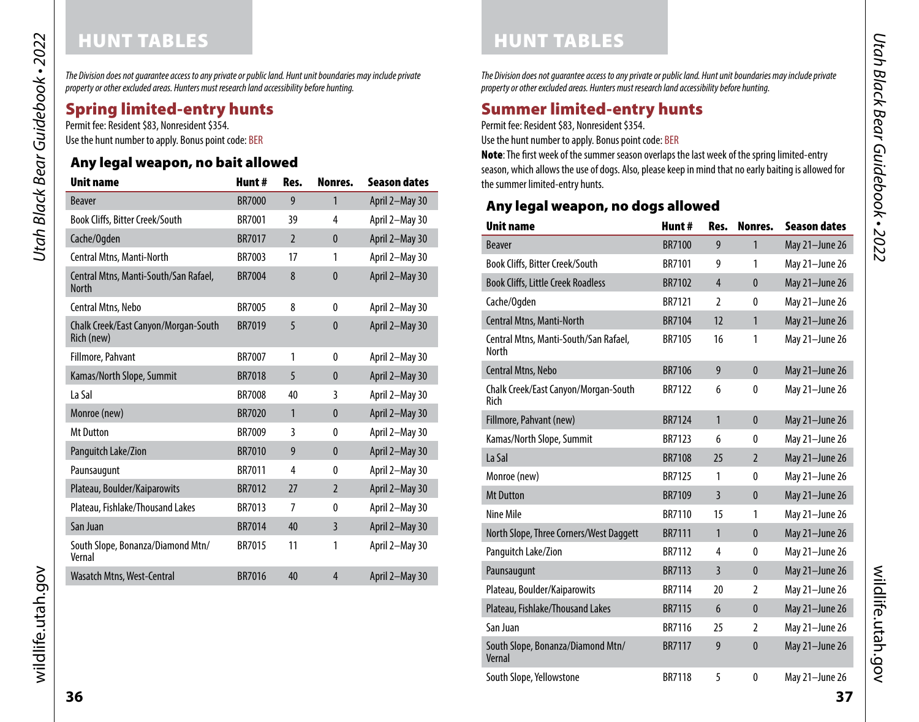# HUNT TABLES

*The Division does not guarantee access to any private or public land. Hunt unit boundaries may include private property or other excluded areas. Hunters must research land accessibility before hunting.*

## Spring limited-entry hunts

Permit fee: Resident $83, Nonresident $354.

Use the hunt number to apply. Bonus point code: BER

### Any legal weapon, no bait allowed

| Unit name | Hunt # | Res. | Nonres. | Season dates |
|---|---|---|---|---|
| Beaver | BR7000 | 9 | 1 | April 2–May 30 |
| Book Cliffs, Bitter Creek/South | BR7001 | 39 | 4 | April 2–May 30 |
| Cache/Ogden | BR7017 | 2 | 0 | April 2–May 30 |
| Central Mtns, Manti-North | BR7003 | 17 | 1 | April 2–May 30 |
| Central Mtns, Manti-South/San Rafael, North | BR7004 | 8 | 0 | April 2–May 30 |
| Central Mtns, Nebo | BR7005 | 8 | 0 | April 2–May 30 |
| Chalk Creek/East Canyon/Morgan-South Rich (new) | BR7019 | 5 | 0 | April 2–May 30 |
| Fillmore, Pahvant | BR7007 | 1 | 0 | April 2–May 30 |
| Kamas/North Slope, Summit | BR7018 | 5 | 0 | April 2–May 30 |
| La Sal | BR7008 | 40 | 3 | April 2–May 30 |
| Monroe (new) | BR7020 | 1 | 0 | April 2–May 30 |
| Mt Dutton | BR7009 | 3 | 0 | April 2–May 30 |
| Panguitch Lake/Zion | BR7010 | 9 | 0 | April 2–May 30 |
| Paunsaugunt | BR7011 | 4 | 0 | April 2–May 30 |
| Plateau, Boulder/Kaiparowits | BR7012 | 27 | 2 | April 2–May 30 |
| Plateau, Fishlake/Thousand Lakes | BR7013 | 7 | 0 | April 2–May 30 |
| San Juan | BR7014 | 40 | 3 | April 2–May 30 |
| South Slope, Bonanza/Diamond Mtn/Vernal | BR7015 | 11 | 1 | April 2–May 30 |
| Wasatch Mtns, West-Central | BR7016 | 40 | 4 | April 2–May 30 |

# HUNT TABLES

*The Division does not guarantee access to any private or public land. Hunt unit boundaries may include private property or other excluded areas. Hunters must research land accessibility before hunting.*

## Summer limited-entry hunts

Permit fee: Resident $83, Nonresident $354.

Use the hunt number to apply. Bonus point code: BER

**Note**: The first week of the summer season overlaps the last week of the spring limited-entry season, which allows the use of dogs. Also, please keep in mind that no early baiting is allowed for the summer limited-entry hunts.

### Any legal weapon, no dogs allowed

| Unit name | Hunt # | Res. | Nonres. | Season dates |
|---|---|---|---|---|
| Beaver | BR7100 | 9 | 1 | May 21–June 26 |
| Book Cliffs, Bitter Creek/South | BR7101 | 9 | 1 | May 21–June 26 |
| Book Cliffs, Little Creek Roadless | BR7102 | 4 | 0 | May 21–June 26 |
| Cache/Ogden | BR7121 | 2 | 0 | May 21–June 26 |
| Central Mtns, Manti-North | BR7104 | 12 | 1 | May 21–June 26 |
| Central Mtns, Manti-South/San Rafael, North | BR7105 | 16 | 1 | May 21–June 26 |
| Central Mtns, Nebo | BR7106 | 9 | 0 | May 21–June 26 |
| Chalk Creek/East Canyon/Morgan-South Rich | BR7122 | 6 | 0 | May 21–June 26 |
| Fillmore, Pahvant (new) | BR7124 | 1 | 0 | May 21–June 26 |
| Kamas/North Slope, Summit | BR7123 | 6 | 0 | May 21–June 26 |
| La Sal | BR7108 | 25 | 2 | May 21–June 26 |
| Monroe (new) | BR7125 | 1 | 0 | May 21–June 26 |
| Mt Dutton | BR7109 | 3 | 0 | May 21–June 26 |
| Nine Mile | BR7110 | 15 | 1 | May 21–June 26 |
| North Slope, Three Corners/West Daggett | BR7111 | 1 | 0 | May 21–June 26 |
| Panguitch Lake/Zion | BR7112 | 4 | 0 | May 21–June 26 |
| Paunsaugunt | BR7113 | 3 | 0 | May 21–June 26 |
| Plateau, Boulder/Kaiparowits | BR7114 | 20 | 2 | May 21–June 26 |
| Plateau, Fishlake/Thousand Lakes | BR7115 | 6 | 0 | May 21–June 26 |
| San Juan | BR7116 | 25 | 2 | May 21–June 26 |
| South Slope, Bonanza/Diamond Mtn/Vernal | BR7117 | 9 | 0 | May 21–June 26 |
| South Slope, Yellowstone | BR7118 | 5 | 0 | May 21–June 26 |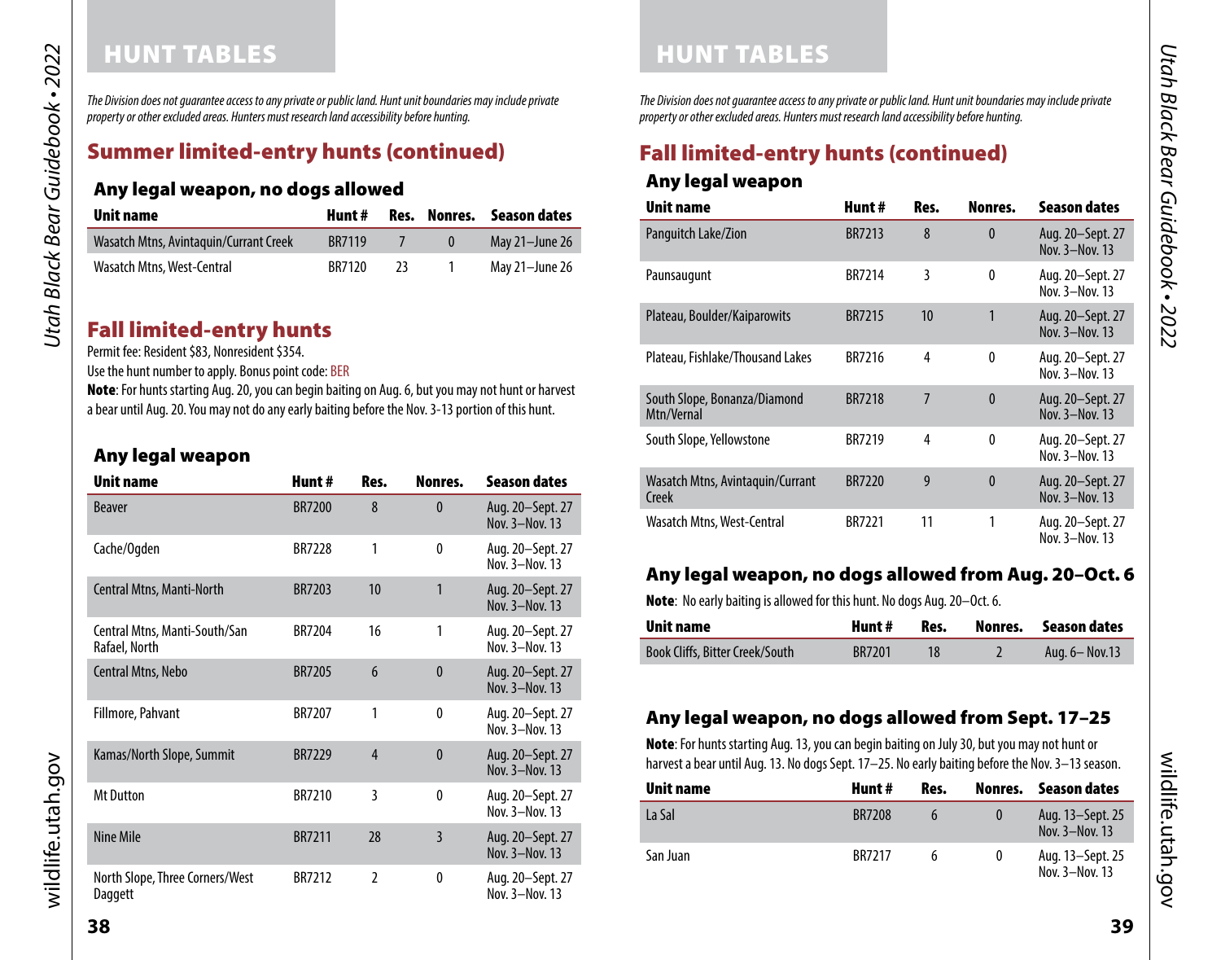# HUNT TABLES

*The Division does not guarantee access to any private or public land. Hunt unit boundaries may include private property or other excluded areas. Hunters must research land accessibility before hunting.*

## Summer limited-entry hunts (continued)

### Any legal weapon, no dogs allowed

| Unit name | Hunt # | Res. | Nonres. | Season dates |
|---|---|---|---|---|
| Wasatch Mtns, Avintaquin/Currant Creek | BR7119 | 7 | 0 | May 21–June 26 |
| Wasatch Mtns, West-Central | BR7120 | 23 | 1 | May 21–June 26 |

## Fall limited-entry hunts

Permit fee: Resident $83, Nonresident $354.

Use the hunt number to apply. Bonus point code: BER

**Note**: For hunts starting Aug. 20, you can begin baiting on Aug. 6, but you may not hunt or harvest a bear until Aug. 20. You may not do any early baiting before the Nov. 3-13 portion of this hunt.

### Any legal weapon

| Unit name | Hunt # | Res. | Nonres. | Season dates |
|---|---|---|---|---|
| Beaver | BR7200 | 8 | 0 | Aug. 20–Sept. 27 Nov. 3–Nov. 13 |
| Cache/Ogden | BR7228 | 1 | 0 | Aug. 20–Sept. 27 Nov. 3–Nov. 13 |
| Central Mtns, Manti-North | BR7203 | 10 | 1 | Aug. 20–Sept. 27 Nov. 3–Nov. 13 |
| Central Mtns, Manti-South/San Rafael, North | BR7204 | 16 | 1 | Aug. 20–Sept. 27 Nov. 3–Nov. 13 |
| Central Mtns, Nebo | BR7205 | 6 | 0 | Aug. 20–Sept. 27 Nov. 3–Nov. 13 |
| Fillmore, Pahvant | BR7207 | 1 | 0 | Aug. 20–Sept. 27 Nov. 3–Nov. 13 |
| Kamas/North Slope, Summit | BR7229 | 4 | 0 | Aug. 20–Sept. 27 Nov. 3–Nov. 13 |
| Mt Dutton | BR7210 | 3 | 0 | Aug. 20–Sept. 27 Nov. 3–Nov. 13 |
| Nine Mile | BR7211 | 28 | 3 | Aug. 20–Sept. 27 Nov. 3–Nov. 13 |
| North Slope, Three Corners/West Daggett | BR7212 | 2 | 0 | Aug. 20–Sept. 27 Nov. 3–Nov. 13 |

# HUNT TABLES

*The Division does not guarantee access to any private or public land. Hunt unit boundaries may include private property or other excluded areas. Hunters must research land accessibility before hunting.*

## Fall limited-entry hunts (continued)

### Any legal weapon

| Unit name | Hunt # | Res. | Nonres. | Season dates |
|---|---|---|---|---|
| Panguitch Lake/Zion | BR7213 | 8 | 0 | Aug. 20–Sept. 27 Nov. 3–Nov. 13 |
| Paunsaugunt | BR7214 | 3 | 0 | Aug. 20–Sept. 27 Nov. 3–Nov. 13 |
| Plateau, Boulder/Kaiparowits | BR7215 | 10 | 1 | Aug. 20–Sept. 27 Nov. 3–Nov. 13 |
| Plateau, Fishlake/Thousand Lakes | BR7216 | 4 | 0 | Aug. 20–Sept. 27 Nov. 3–Nov. 13 |
| South Slope, Bonanza/Diamond Mtn/Vernal | BR7218 | 7 | 0 | Aug. 20–Sept. 27 Nov. 3–Nov. 13 |
| South Slope, Yellowstone | BR7219 | 4 | 0 | Aug. 20–Sept. 27 Nov. 3–Nov. 13 |
| Wasatch Mtns, Avintaquin/Currant Creek | BR7220 | 9 | 0 | Aug. 20–Sept. 27 Nov. 3–Nov. 13 |
| Wasatch Mtns, West-Central | BR7221 | 11 | 1 | Aug. 20–Sept. 27 Nov. 3–Nov. 13 |

### Any legal weapon, no dogs allowed from Aug. 20–Oct. 6

**Note**: No early baiting is allowed for this hunt. No dogs Aug. 20–Oct. 6.

| Unit name | Hunt # | Res. | Nonres. | Season dates |
|---|---|---|---|---|
| Book Cliffs, Bitter Creek/South | BR7201 | 18 | 2 | Aug. 6– Nov.13 |

### Any legal weapon, no dogs allowed from Sept. 17–25

**Note**: For hunts starting Aug. 13, you can begin baiting on July 30, but you may not hunt or harvest a bear until Aug. 13. No dogs Sept. 17–25. No early baiting before the Nov. 3–13 season.

| Unit name | Hunt # | Res. | Nonres. | Season dates |
|---|---|---|---|---|
| La Sal | BR7208 | 6 | 0 | Aug. 13–Sept. 25 Nov. 3–Nov. 13 |
| San Juan | BR7217 | 6 | 0 | Aug. 13–Sept. 25 Nov. 3–Nov. 13 |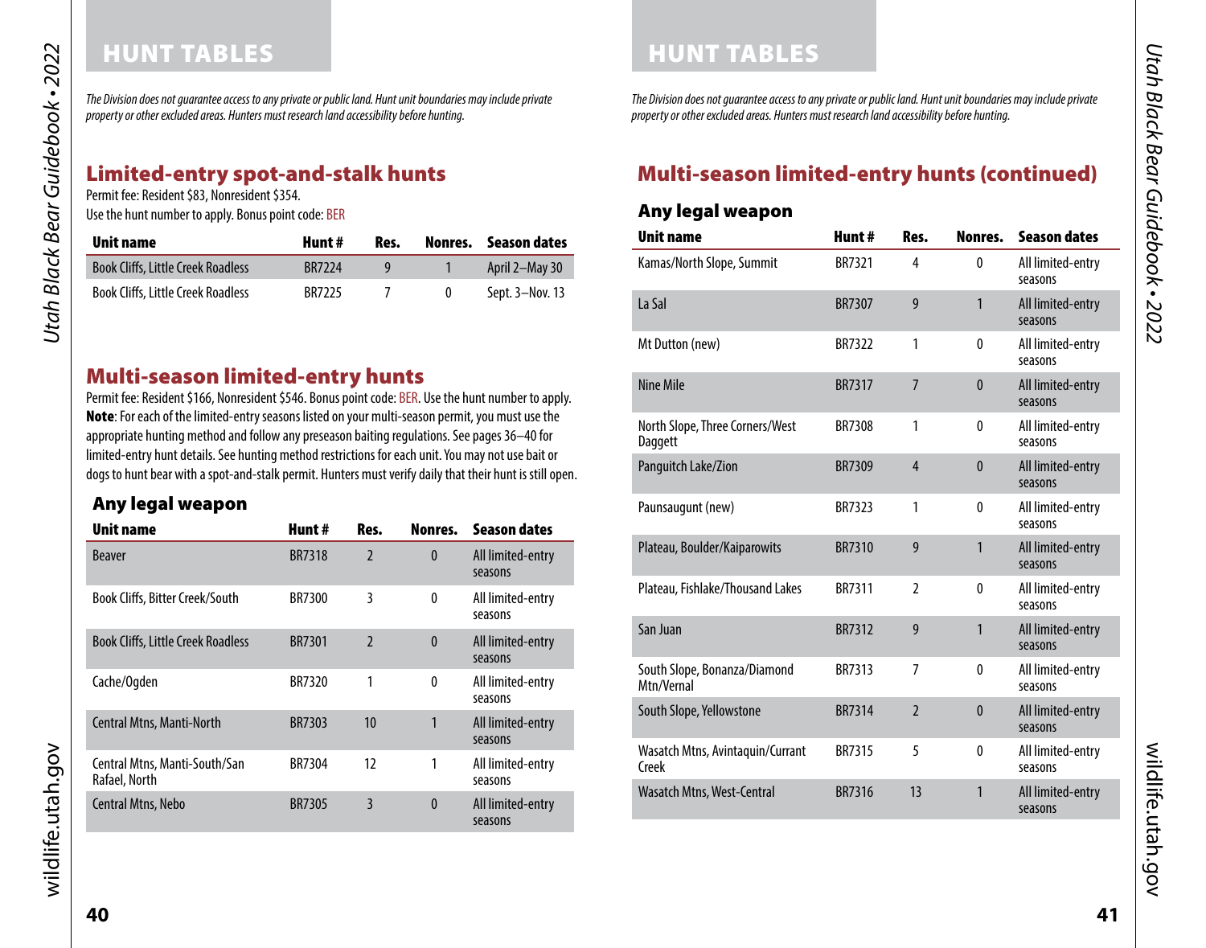# HUNT TABLES

*The Division does not guarantee access to any private or public land. Hunt unit boundaries may include private property or other excluded areas. Hunters must research land accessibility before hunting.*

## Limited-entry spot-and-stalk hunts

Permit fee: Resident $83, Nonresident $354.
Use the hunt number to apply. Bonus point code: BER

| Unit name | Hunt # | Res. | Nonres. | Season dates |
|---|---|---|---|---|
| Book Cliffs, Little Creek Roadless | BR7224 | 9 | 1 | April 2–May 30 |
| Book Cliffs, Little Creek Roadless | BR7225 | 7 | 0 | Sept. 3–Nov. 13 |

## Multi-season limited-entry hunts

Permit fee: Resident $166, Nonresident $546. Bonus point code: BER. Use the hunt number to apply.
**Note**: For each of the limited-entry seasons listed on your multi-season permit, you must use the appropriate hunting method and follow any preseason baiting regulations. See pages 36–40 for limited-entry hunt details. See hunting method restrictions for each unit. You may not use bait or dogs to hunt bear with a spot-and-stalk permit. Hunters must verify daily that their hunt is still open.

### Any legal weapon

| Unit name | Hunt # | Res. | Nonres. | Season dates |
|---|---|---|---|---|
| Beaver | BR7318 | 2 | 0 | All limited-entry seasons |
| Book Cliffs, Bitter Creek/South | BR7300 | 3 | 0 | All limited-entry seasons |
| Book Cliffs, Little Creek Roadless | BR7301 | 2 | 0 | All limited-entry seasons |
| Cache/Ogden | BR7320 | 1 | 0 | All limited-entry seasons |
| Central Mtns, Manti-North | BR7303 | 10 | 1 | All limited-entry seasons |
| Central Mtns, Manti-South/San Rafael, North | BR7304 | 12 | 1 | All limited-entry seasons |
| Central Mtns, Nebo | BR7305 | 3 | 0 | All limited-entry seasons |

# HUNT TABLES

*The Division does not guarantee access to any private or public land. Hunt unit boundaries may include private property or other excluded areas. Hunters must research land accessibility before hunting.*

## Multi-season limited-entry hunts (continued)

### Any legal weapon

| Unit name | Hunt # | Res. | Nonres. | Season dates |
|---|---|---|---|---|
| Kamas/North Slope, Summit | BR7321 | 4 | 0 | All limited-entry seasons |
| La Sal | BR7307 | 9 | 1 | All limited-entry seasons |
| Mt Dutton (new) | BR7322 | 1 | 0 | All limited-entry seasons |
| Nine Mile | BR7317 | 7 | 0 | All limited-entry seasons |
| North Slope, Three Corners/West Daggett | BR7308 | 1 | 0 | All limited-entry seasons |
| Panguitch Lake/Zion | BR7309 | 4 | 0 | All limited-entry seasons |
| Paunsaugunt (new) | BR7323 | 1 | 0 | All limited-entry seasons |
| Plateau, Boulder/Kaiparowits | BR7310 | 9 | 1 | All limited-entry seasons |
| Plateau, Fishlake/Thousand Lakes | BR7311 | 2 | 0 | All limited-entry seasons |
| San Juan | BR7312 | 9 | 1 | All limited-entry seasons |
| South Slope, Bonanza/Diamond Mtn/Vernal | BR7313 | 7 | 0 | All limited-entry seasons |
| South Slope, Yellowstone | BR7314 | 2 | 0 | All limited-entry seasons |
| Wasatch Mtns, Avintaquin/Currant Creek | BR7315 | 5 | 0 | All limited-entry seasons |
| Wasatch Mtns, West-Central | BR7316 | 13 | 1 | All limited-entry seasons |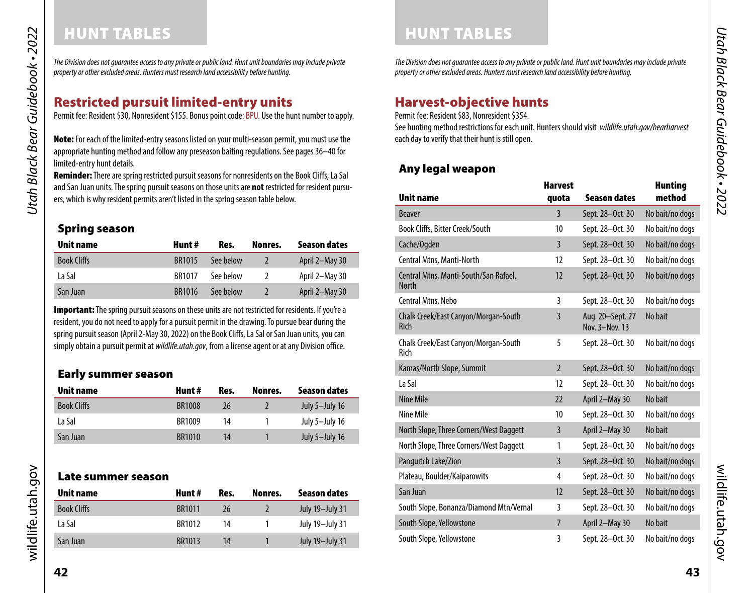# HUNT TABLES

*The Division does not guarantee access to any private or public land. Hunt unit boundaries may include private property or other excluded areas. Hunters must research land accessibility before hunting.*

## Restricted pursuit limited-entry units

Permit fee: Resident $30, Nonresident $155. Bonus point code: BPU. Use the hunt number to apply.

**Note:** For each of the limited-entry seasons listed on your multi-season permit, you must use the appropriate hunting method and follow any preseason baiting regulations. See pages 36–40 for limited-entry hunt details.

**Reminder:** There are spring restricted pursuit seasons for nonresidents on the Book Cliffs, La Sal and San Juan units. The spring pursuit seasons on those units are **not** restricted for resident pursuers, which is why resident permits aren't listed in the spring season table below.

### Spring season

| Unit name | Hunt # | Res. | Nonres. | Season dates |
|---|---|---|---|---|
| Book Cliffs | BR1015 | See below | 2 | April 2–May 30 |
| La Sal | BR1017 | See below | 2 | April 2–May 30 |
| San Juan | BR1016 | See below | 2 | April 2–May 30 |

**Important:** The spring pursuit seasons on these units are not restricted for residents. If you're a resident, you do not need to apply for a pursuit permit in the drawing. To pursue bear during the spring pursuit season (April 2-May 30, 2022) on the Book Cliffs, La Sal or San Juan units, you can simply obtain a pursuit permit at *wildlife.utah.gov*, from a license agent or at any Division office.

### Early summer season

| Unit name | Hunt # | Res. | Nonres. | Season dates |
|---|---|---|---|---|
| Book Cliffs | BR1008 | 26 | 2 | July 5–July 16 |
| La Sal | BR1009 | 14 | 1 | July 5–July 16 |
| San Juan | BR1010 | 14 | 1 | July 5–July 16 |

### Late summer season

| Unit name | Hunt # | Res. | Nonres. | Season dates |
|---|---|---|---|---|
| Book Cliffs | BR1011 | 26 | 2 | July 19–July 31 |
| La Sal | BR1012 | 14 | 1 | July 19–July 31 |
| San Juan | BR1013 | 14 | 1 | July 19–July 31 |

# HUNT TABLES

*The Division does not guarantee access to any private or public land. Hunt unit boundaries may include private property or other excluded areas. Hunters must research land accessibility before hunting.*

## Harvest-objective hunts

Permit fee: Resident $83, Nonresident $354.

See hunting method restrictions for each unit. Hunters should visit *wildlife.utah.gov/bearharvest* each day to verify that their hunt is still open.

### Any legal weapon

| Unit name | Harvest quota | Season dates | Hunting method |
|---|---|---|---|
| Beaver | 3 | Sept. 28–Oct. 30 | No bait/no dogs |
| Book Cliffs, Bitter Creek/South | 10 | Sept. 28–Oct. 30 | No bait/no dogs |
| Cache/Ogden | 3 | Sept. 28–Oct. 30 | No bait/no dogs |
| Central Mtns, Manti-North | 12 | Sept. 28–Oct. 30 | No bait/no dogs |
| Central Mtns, Manti-South/San Rafael, North | 12 | Sept. 28–Oct. 30 | No bait/no dogs |
| Central Mtns, Nebo | 3 | Sept. 28–Oct. 30 | No bait/no dogs |
| Chalk Creek/East Canyon/Morgan-South Rich | 3 | Aug. 20–Sept. 27<br>Nov. 3–Nov. 13 | No bait |
| Chalk Creek/East Canyon/Morgan-South Rich | 5 | Sept. 28–Oct. 30 | No bait/no dogs |
| Kamas/North Slope, Summit | 2 | Sept. 28–Oct. 30 | No bait/no dogs |
| La Sal | 12 | Sept. 28–Oct. 30 | No bait/no dogs |
| Nine Mile | 22 | April 2–May 30 | No bait |
| Nine Mile | 10 | Sept. 28–Oct. 30 | No bait/no dogs |
| North Slope, Three Corners/West Daggett | 3 | April 2–May 30 | No bait |
| North Slope, Three Corners/West Daggett | 1 | Sept. 28–Oct. 30 | No bait/no dogs |
| Panguitch Lake/Zion | 3 | Sept. 28–Oct. 30 | No bait/no dogs |
| Plateau, Boulder/Kaiparowits | 4 | Sept. 28–Oct. 30 | No bait/no dogs |
| San Juan | 12 | Sept. 28–Oct. 30 | No bait/no dogs |
| South Slope, Bonanza/Diamond Mtn/Vernal | 3 | Sept. 28–Oct. 30 | No bait/no dogs |
| South Slope, Yellowstone | 7 | April 2–May 30 | No bait |
| South Slope, Yellowstone | 3 | Sept. 28–Oct. 30 | No bait/no dogs |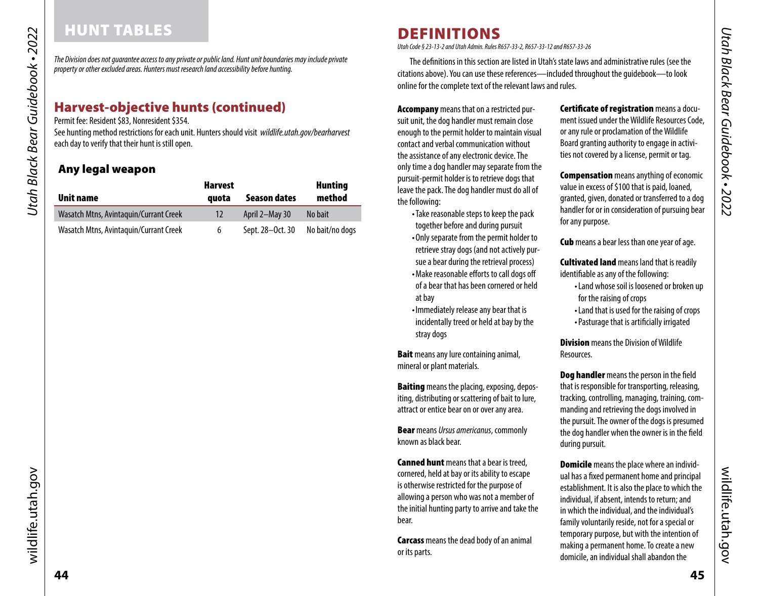# HUNT TABLES

*The Division does not guarantee access to any private or public land. Hunt unit boundaries may include private property or other excluded areas. Hunters must research land accessibility before hunting.*

## Harvest-objective hunts (continued)

Permit fee: Resident $83, Nonresident $354.

See hunting method restrictions for each unit. Hunters should visit *wildlife.utah.gov/bearharvest* each day to verify that their hunt is still open.

### Any legal weapon

| Unit name | Harvest quota | Season dates | Hunting method |
|---|---|---|---|
| Wasatch Mtns, Avintaquin/Currant Creek | 12 | April 2–May 30 | No bait |
| Wasatch Mtns, Avintaquin/Currant Creek | 6 | Sept. 28–Oct. 30 | No bait/no dogs |

# DEFINITIONS

*Utah Code § 23-13-2 and Utah Admin. Rules R657-33-2, R657-33-12 and R657-33-26*

The definitions in this section are listed in Utah's state laws and administrative rules (see the citations above). You can use these references—included throughout the guidebook—to look online for the complete text of the relevant laws and rules.

**Accompany** means that on a restricted pursuit unit, the dog handler must remain close enough to the permit holder to maintain visual contact and verbal communication without the assistance of any electronic device. The only time a dog handler may separate from the pursuit-permit holder is to retrieve dogs that leave the pack. The dog handler must do all of the following:

- Take reasonable steps to keep the pack together before and during pursuit
- Only separate from the permit holder to retrieve stray dogs (and not actively pursue a bear during the retrieval process)
- Make reasonable efforts to call dogs off of a bear that has been cornered or held at bay
- Immediately release any bear that is incidentally treed or held at bay by the stray dogs

**Bait** means any lure containing animal, mineral or plant materials.

**Baiting** means the placing, exposing, depositing, distributing or scattering of bait to lure, attract or entice bear on or over any area.

**Bear** means *Ursus americanus*, commonly known as black bear.

**Canned hunt** means that a bear is treed, cornered, held at bay or its ability to escape is otherwise restricted for the purpose of allowing a person who was not a member of the initial hunting party to arrive and take the bear.

**Carcass** means the dead body of an animal or its parts.

**Certificate of registration** means a document issued under the Wildlife Resources Code, or any rule or proclamation of the Wildlife Board granting authority to engage in activities not covered by a license, permit or tag.

**Compensation** means anything of economic value in excess of $100 that is paid, loaned, granted, given, donated or transferred to a dog handler for or in consideration of pursuing bear for any purpose.

**Cub** means a bear less than one year of age.

**Cultivated land** means land that is readily identifiable as any of the following:

- Land whose soil is loosened or broken up for the raising of crops
- Land that is used for the raising of crops
- Pasturage that is artificially irrigated

**Division** means the Division of Wildlife Resources.

**Dog handler** means the person in the field that is responsible for transporting, releasing, tracking, controlling, managing, training, commanding and retrieving the dogs involved in the pursuit. The owner of the dogs is presumed the dog handler when the owner is in the field during pursuit.

**Domicile** means the place where an individual has a fixed permanent home and principal establishment. It is also the place to which the individual, if absent, intends to return; and in which the individual, and the individual's family voluntarily reside, not for a special or temporary purpose, but with the intention of making a permanent home. To create a new domicile, an individual shall abandon the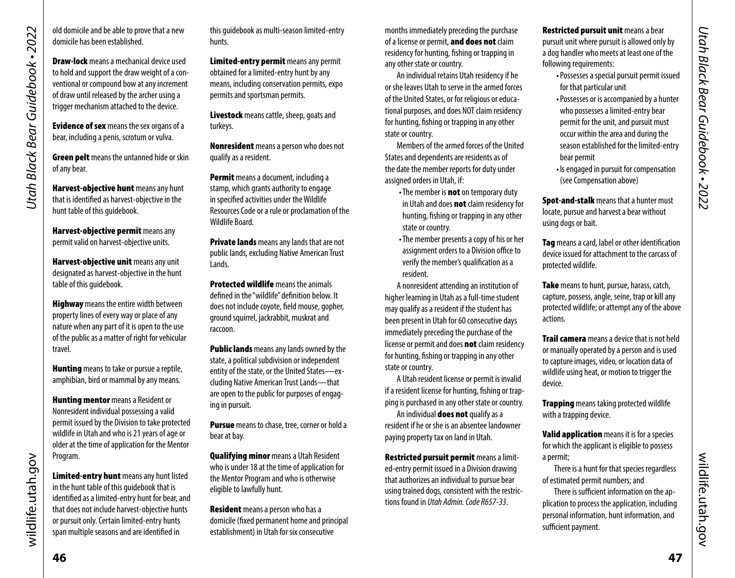old domicile and be able to prove that a new domicile has been established.

**Draw-lock** means a mechanical device used to hold and support the draw weight of a conventional or compound bow at any increment of draw until released by the archer using a trigger mechanism attached to the device.

**Evidence of sex** means the sex organs of a bear, including a penis, scrotum or vulva.

**Green pelt** means the untanned hide or skin of any bear.

**Harvest-objective hunt** means any hunt that is identified as harvest-objective in the hunt table of this guidebook.

**Harvest-objective permit** means any permit valid on harvest-objective units.

**Harvest-objective unit** means any unit designated as harvest-objective in the hunt table of this guidebook.

**Highway** means the entire width between property lines of every way or place of any nature when any part of it is open to the use of the public as a matter of right for vehicular travel.

**Hunting** means to take or pursue a reptile, amphibian, bird or mammal by any means.

**Hunting mentor** means a Resident or Nonresident individual possessing a valid permit issued by the Division to take protected wildlife in Utah and who is 21 years of age or older at the time of application for the Mentor Program.

**Limited-entry hunt** means any hunt listed in the hunt table of this guidebook that is identified as a limited-entry hunt for bear, and that does not include harvest-objective hunts or pursuit only. Certain limited-entry hunts span multiple seasons and are identified in this guidebook as multi-season limited-entry hunts.

**Limited-entry permit** means any permit obtained for a limited-entry hunt by any means, including conservation permits, expo permits and sportsman permits.

**Livestock** means cattle, sheep, goats and turkeys.

**Nonresident** means a person who does not qualify as a resident.

**Permit** means a document, including a stamp, which grants authority to engage in specified activities under the Wildlife Resources Code or a rule or proclamation of the Wildlife Board.

**Private lands** means any lands that are not public lands, excluding Native American Trust Lands.

**Protected wildlife** means the animals defined in the "wildlife" definition below. It does not include coyote, field mouse, gopher, ground squirrel, jackrabbit, muskrat and raccoon.

**Public lands** means any lands owned by the state, a political subdivision or independent entity of the state, or the United States—excluding Native American Trust Lands—that are open to the public for purposes of engaging in pursuit.

**Pursue** means to chase, tree, corner or hold a bear at bay.

**Qualifying minor** means a Utah Resident who is under 18 at the time of application for the Mentor Program and who is otherwise eligible to lawfully hunt.

**Resident** means a person who has a domicile (fixed permanent home and principal establishment) in Utah for six consecutive months immediately preceding the purchase of a license or permit, **and does not** claim residency for hunting, fishing or trapping in any other state or country.

An individual retains Utah residency if he or she leaves Utah to serve in the armed forces of the United States, or for religious or educational purposes, and does NOT claim residency for hunting, fishing or trapping in any other state or country.

Members of the armed forces of the United States and dependents are residents as of the date the member reports for duty under assigned orders in Utah, if:

- The member is **not** on temporary duty in Utah and does **not** claim residency for hunting, fishing or trapping in any other state or country.
- The member presents a copy of his or her assignment orders to a Division office to verify the member's qualification as a resident.

A nonresident attending an institution of higher learning in Utah as a full-time student may qualify as a resident if the student has been present in Utah for 60 consecutive days immediately preceding the purchase of the license or permit and does **not** claim residency for hunting, fishing or trapping in any other state or country.

A Utah resident license or permit is invalid if a resident license for hunting, fishing or trapping is purchased in any other state or country.

An individual **does not** qualify as a resident if he or she is an absentee landowner paying property tax on land in Utah.

**Restricted pursuit permit** means a limited-entry permit issued in a Division drawing that authorizes an individual to pursue bear using trained dogs, consistent with the restrictions found in *Utah Admin. Code R657-33*.

**Restricted pursuit unit** means a bear pursuit unit where pursuit is allowed only by a dog handler who meets at least one of the following requirements:

- Possesses a special pursuit permit issued for that particular unit
- Possesses or is accompanied by a hunter who possesses a limited-entry bear permit for the unit, and pursuit must occur within the area and during the season established for the limited-entry bear permit
- Is engaged in pursuit for compensation (see Compensation above)

**Spot-and-stalk** means that a hunter must locate, pursue and harvest a bear without using dogs or bait.

**Tag** means a card, label or other identification device issued for attachment to the carcass of protected wildlife.

**Take** means to hunt, pursue, harass, catch, capture, possess, angle, seine, trap or kill any protected wildlife; or attempt any of the above actions.

**Trail camera** means a device that is not held or manually operated by a person and is used to capture images, video, or location data of wildlife using heat, or motion to trigger the device.

**Trapping** means taking protected wildlife with a trapping device.

**Valid application** means it is for a species for which the applicant is eligible to possess a permit;

There is a hunt for that species regardless of estimated permit numbers; and

There is sufficient information on the application to process the application, including personal information, hunt information, and sufficient payment.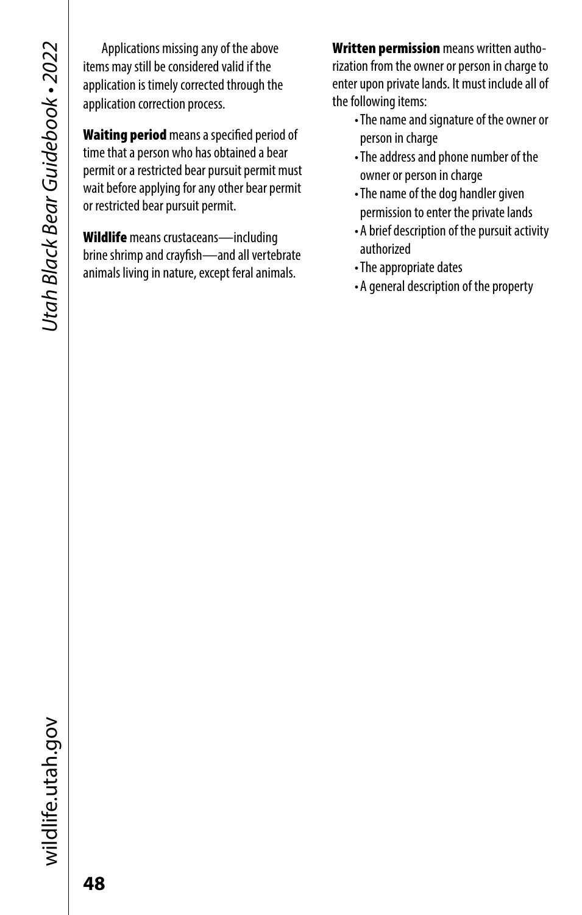Applications missing any of the above items may still be considered valid if the application is timely corrected through the application correction process.

**Waiting period** means a specified period of time that a person who has obtained a bear permit or a restricted bear pursuit permit must wait before applying for any other bear permit or restricted bear pursuit permit.

**Wildlife** means crustaceans—including brine shrimp and crayfish—and all vertebrate animals living in nature, except feral animals.

**Written permission** means written authorization from the owner or person in charge to enter upon private lands. It must include all of the following items:

- The name and signature of the owner or person in charge
- The address and phone number of the owner or person in charge
- The name of the dog handler given permission to enter the private lands
- A brief description of the pursuit activity authorized
- The appropriate dates
- A general description of the property